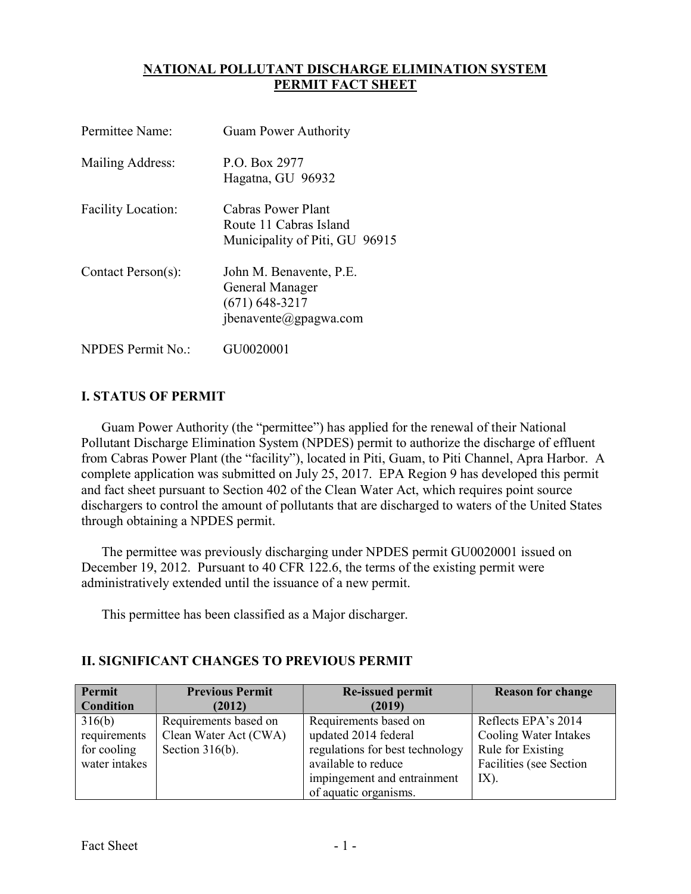# NATIONAL POLLUTANT DISCHARGE ELIMINATION SYSTEM PERMIT FACT SHEET

| | |
|---|---|
| Permittee Name: | Guam Power Authority |
| Mailing Address: | P.O. Box 2977<br>Hagatna, GU 96932 |
| Facility Location: | Cabras Power Plant<br>Route 11 Cabras Island<br>Municipality of Piti, GU 96915 |
| Contact Person(s): | John M. Benavente, P.E.<br>General Manager<br>(671) 648-3217<br>jbenavente@gpagwa.com |
| NPDES Permit No.: | GU0020001 |

## I. STATUS OF PERMIT

Guam Power Authority (the "permittee") has applied for the renewal of their National Pollutant Discharge Elimination System (NPDES) permit to authorize the discharge of effluent from Cabras Power Plant (the "facility"), located in Piti, Guam, to Piti Channel, Apra Harbor. A complete application was submitted on July 25, 2017. EPA Region 9 has developed this permit and fact sheet pursuant to Section 402 of the Clean Water Act, which requires point source dischargers to control the amount of pollutants that are discharged to waters of the United States through obtaining a NPDES permit.

The permittee was previously discharging under NPDES permit GU0020001 issued on December 19, 2012. Pursuant to 40 CFR 122.6, the terms of the existing permit were administratively extended until the issuance of a new permit.

This permittee has been classified as a Major discharger.

## II. SIGNIFICANT CHANGES TO PREVIOUS PERMIT

| Permit Condition | Previous Permit (2012) | Re-issued permit (2019) | Reason for change |
|---|---|---|---|
| 316(b) requirements for cooling water intakes | Requirements based on Clean Water Act (CWA) Section 316(b). | Requirements based on updated 2014 federal regulations for best technology available to reduce impingement and entrainment of aquatic organisms. | Reflects EPA's 2014 Cooling Water Intakes Rule for Existing Facilities (see Section IX). |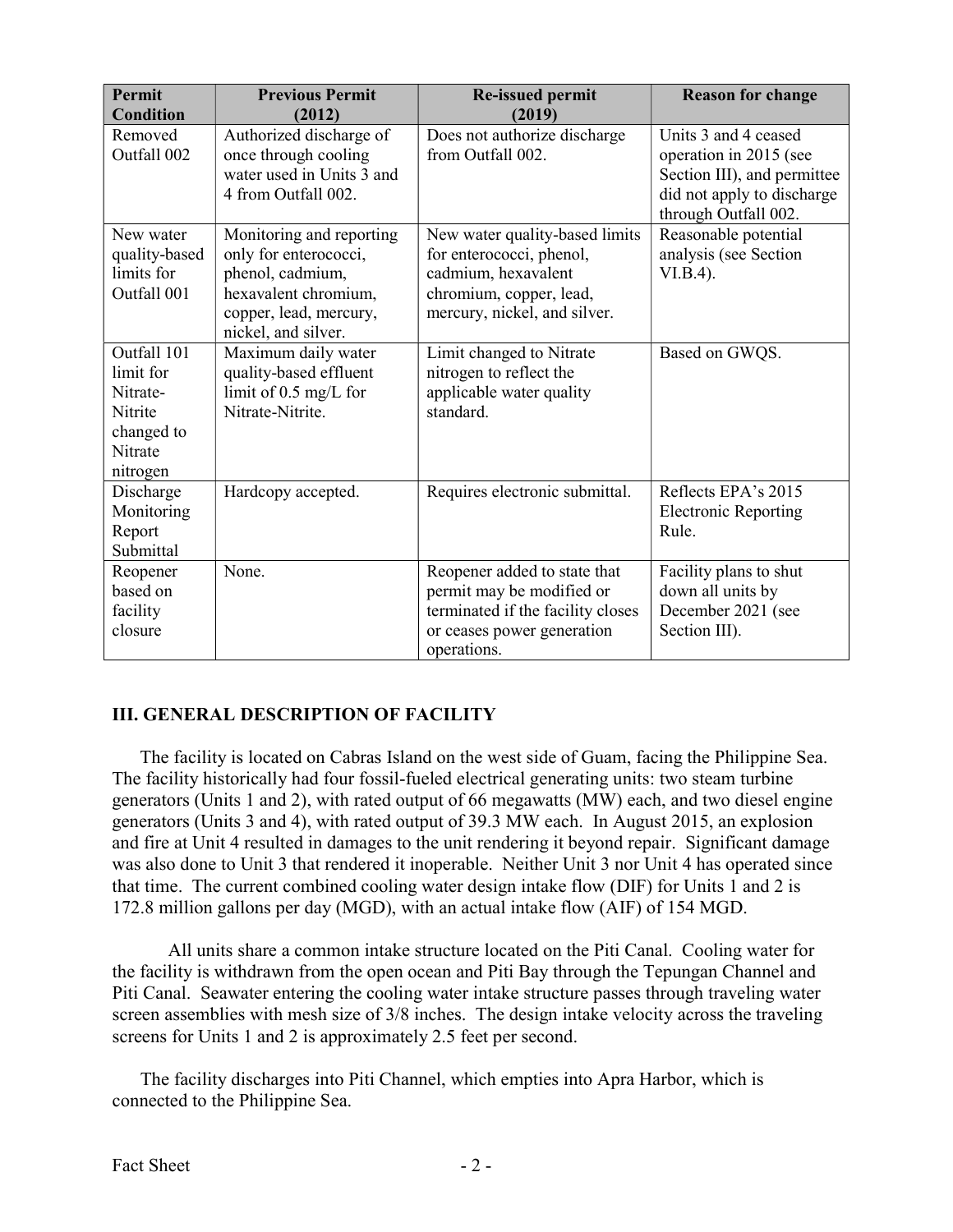| Permit Condition | Previous Permit (2012) | Re-issued permit (2019) | Reason for change |
|---|---|---|---|
| Removed Outfall 002 | Authorized discharge of once through cooling water used in Units 3 and 4 from Outfall 002. | Does not authorize discharge from Outfall 002. | Units 3 and 4 ceased operation in 2015 (see Section III), and permittee did not apply to discharge through Outfall 002. |
| New water quality-based limits for Outfall 001 | Monitoring and reporting only for enterococci, phenol, cadmium, hexavalent chromium, copper, lead, mercury, nickel, and silver. | New water quality-based limits for enterococci, phenol, cadmium, hexavalent chromium, copper, lead, mercury, nickel, and silver. | Reasonable potential analysis (see Section VI.B.4). |
| Outfall 101 limit for Nitrate-Nitrite changed to Nitrate nitrogen | Maximum daily water quality-based effluent limit of 0.5 mg/L for Nitrate-Nitrite. | Limit changed to Nitrate nitrogen to reflect the applicable water quality standard. | Based on GWQS. |
| Discharge Monitoring Report Submittal | Hardcopy accepted. | Requires electronic submittal. | Reflects EPA's 2015 Electronic Reporting Rule. |
| Reopener based on facility closure | None. | Reopener added to state that permit may be modified or terminated if the facility closes or ceases power generation operations. | Facility plans to shut down all units by December 2021 (see Section III). |

## III. GENERAL DESCRIPTION OF FACILITY

The facility is located on Cabras Island on the west side of Guam, facing the Philippine Sea. The facility historically had four fossil-fueled electrical generating units: two steam turbine generators (Units 1 and 2), with rated output of 66 megawatts (MW) each, and two diesel engine generators (Units 3 and 4), with rated output of 39.3 MW each. In August 2015, an explosion and fire at Unit 4 resulted in damages to the unit rendering it beyond repair. Significant damage was also done to Unit 3 that rendered it inoperable. Neither Unit 3 nor Unit 4 has operated since that time. The current combined cooling water design intake flow (DIF) for Units 1 and 2 is 172.8 million gallons per day (MGD), with an actual intake flow (AIF) of 154 MGD.

All units share a common intake structure located on the Piti Canal. Cooling water for the facility is withdrawn from the open ocean and Piti Bay through the Tepungan Channel and Piti Canal. Seawater entering the cooling water intake structure passes through traveling water screen assemblies with mesh size of 3/8 inches. The design intake velocity across the traveling screens for Units 1 and 2 is approximately 2.5 feet per second.

The facility discharges into Piti Channel, which empties into Apra Harbor, which is connected to the Philippine Sea.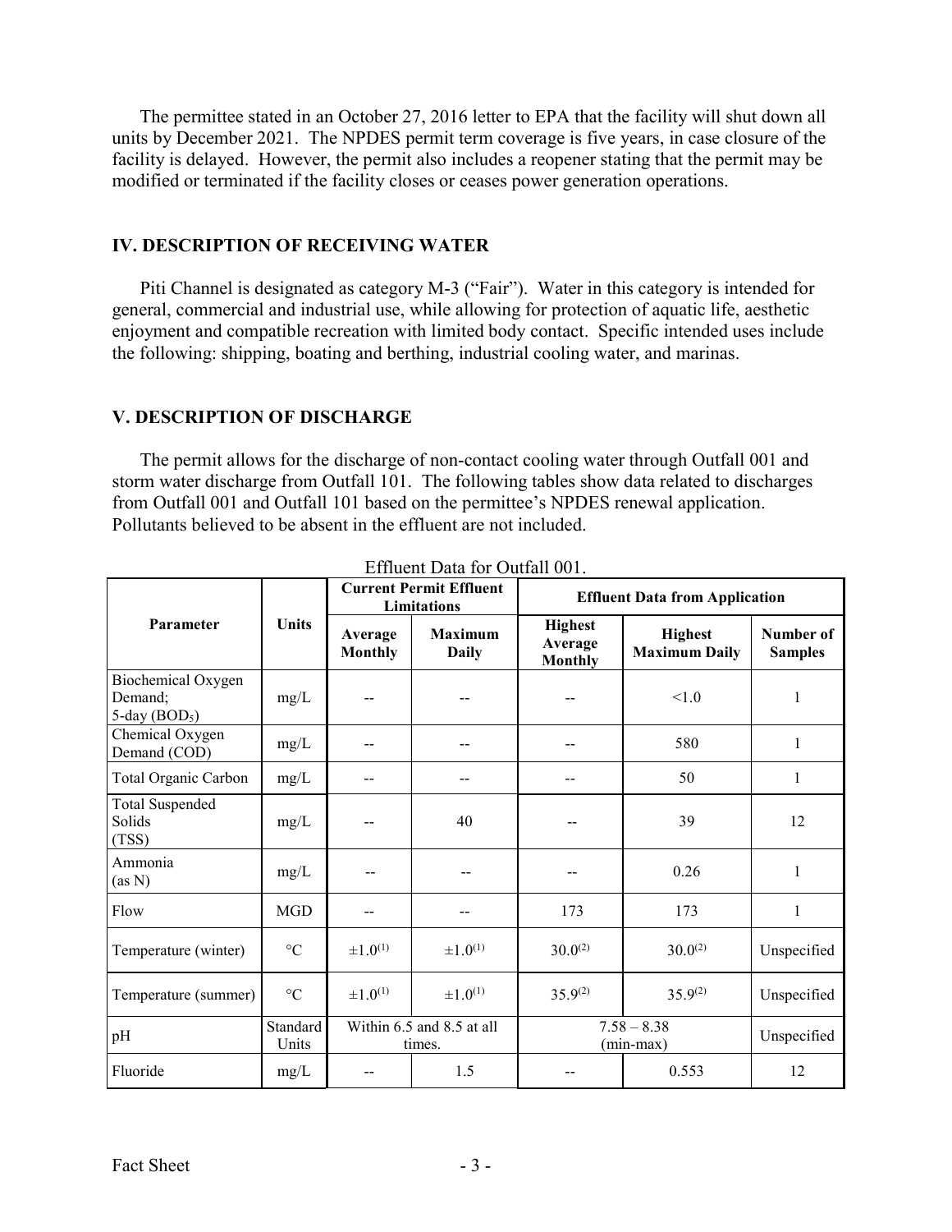The permittee stated in an October 27, 2016 letter to EPA that the facility will shut down all units by December 2021. The NPDES permit term coverage is five years, in case closure of the facility is delayed. However, the permit also includes a reopener stating that the permit may be modified or terminated if the facility closes or ceases power generation operations.

## IV. DESCRIPTION OF RECEIVING WATER

Piti Channel is designated as category M-3 ("Fair"). Water in this category is intended for general, commercial and industrial use, while allowing for protection of aquatic life, aesthetic enjoyment and compatible recreation with limited body contact. Specific intended uses include the following: shipping, boating and berthing, industrial cooling water, and marinas.

## V. DESCRIPTION OF DISCHARGE

The permit allows for the discharge of non-contact cooling water through Outfall 001 and storm water discharge from Outfall 101. The following tables show data related to discharges from Outfall 001 and Outfall 101 based on the permittee's NPDES renewal application. Pollutants believed to be absent in the effluent are not included.

Effluent Data for Outfall 001.

| Parameter | Units | Current Permit Effluent Limitations | | Effluent Data from Application | | |
|---|---|---|---|---|---|---|
| | | Average Monthly | Maximum Daily | Highest Average Monthly | Highest Maximum Daily | Number of Samples |
| Biochemical Oxygen Demand; 5-day ($BOD_5$) | mg/L | -- | -- | -- | <1.0 | 1 |
| Chemical Oxygen Demand (COD) | mg/L | -- | -- | -- | 580 | 1 |
| Total Organic Carbon | mg/L | -- | -- | -- | 50 | 1 |
| Total Suspended Solids (TSS) | mg/L | -- | 40 | -- | 39 | 12 |
| Ammonia (as N) | mg/L | -- | -- | -- | 0.26 | 1 |
| Flow | MGD | -- | -- | 173 | 173 | 1 |
| Temperature (winter) | °C | ±1.0(1) | ±1.0(1) | 30.0(2) | 30.0(2) | Unspecified |
| Temperature (summer) | °C | ±1.0(1) | ±1.0(1) | 35.9(2) | 35.9(2) | Unspecified |
| pH | Standard Units | Within 6.5 and 8.5 at all times. | | 7.58 – 8.38 (min-max) | | Unspecified |
| Fluoride | mg/L | -- | 1.5 | -- | 0.553 | 12 |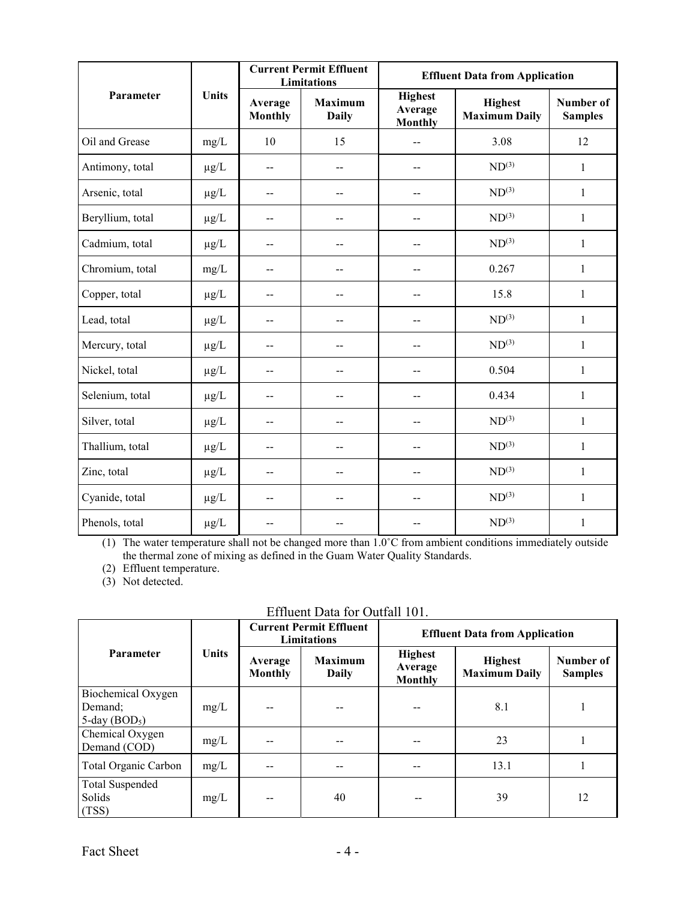| Parameter | Units | Current Permit Effluent Limitations | | Effluent Data from Application | | |
|---|---|---|---|---|---|---|
| | | Average Monthly | Maximum Daily | Highest Average Monthly | Highest Maximum Daily | Number of Samples |
| Oil and Grease | mg/L | 10 | 15 | -- | 3.08 | 12 |
| Antimony, total | μg/L | -- | -- | -- | ND(3) | 1 |
| Arsenic, total | μg/L | -- | -- | -- | ND(3) | 1 |
| Beryllium, total | μg/L | -- | -- | -- | ND(3) | 1 |
| Cadmium, total | μg/L | -- | -- | -- | ND(3) | 1 |
| Chromium, total | mg/L | -- | -- | -- | 0.267 | 1 |
| Copper, total | μg/L | -- | -- | -- | 15.8 | 1 |
| Lead, total | μg/L | -- | -- | -- | ND(3) | 1 |
| Mercury, total | μg/L | -- | -- | -- | ND(3) | 1 |
| Nickel, total | μg/L | -- | -- | -- | 0.504 | 1 |
| Selenium, total | μg/L | -- | -- | -- | 0.434 | 1 |
| Silver, total | μg/L | -- | -- | -- | ND(3) | 1 |
| Thallium, total | μg/L | -- | -- | -- | ND(3) | 1 |
| Zinc, total | μg/L | -- | -- | -- | ND(3) | 1 |
| Cyanide, total | μg/L | -- | -- | -- | ND(3) | 1 |
| Phenols, total | μg/L | -- | -- | -- | ND(3) | 1 |

(1) The water temperature shall not be changed more than 1.0˚C from ambient conditions immediately outside the thermal zone of mixing as defined in the Guam Water Quality Standards.

(2) Effluent temperature.

(3) Not detected.

Effluent Data for Outfall 101.

| Parameter | Units | Current Permit Effluent Limitations | | Effluent Data from Application | | |
|---|---|---|---|---|---|---|
| | | Average Monthly | Maximum Daily | Highest Average Monthly | Highest Maximum Daily | Number of Samples |
| Biochemical Oxygen Demand; 5-day ($BOD_5$) | mg/L | -- | -- | -- | 8.1 | 1 |
| Chemical Oxygen Demand (COD) | mg/L | -- | -- | -- | 23 | 1 |
| Total Organic Carbon | mg/L | -- | -- | -- | 13.1 | 1 |
| Total Suspended Solids (TSS) | mg/L | -- | 40 | -- | 39 | 12 |

Fact Sheet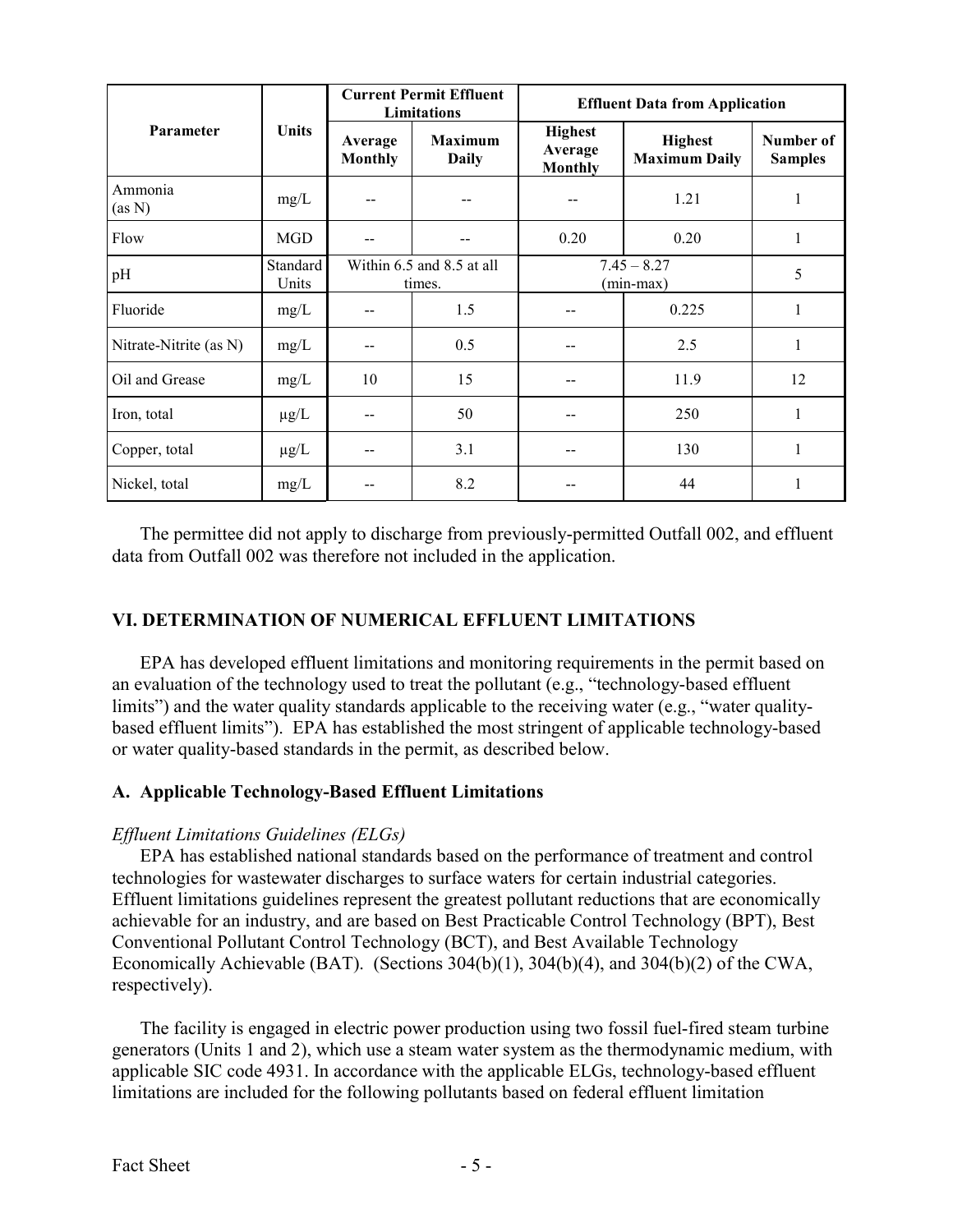| Parameter | Units | Current Permit Effluent Limitations | | Effluent Data from Application | | |
|---|---|---|---|---|---|---|
| | | Average Monthly | Maximum Daily | Highest Average Monthly | Highest Maximum Daily | Number of Samples |
| Ammonia (as N) | mg/L | -- | -- | -- | 1.21 | 1 |
| Flow | MGD | -- | -- | 0.20 | 0.20 | 1 |
| pH | Standard Units | Within 6.5 and 8.5 at all times. | | 7.45 – 8.27 (min-max) | | 5 |
| Fluoride | mg/L | -- | 1.5 | -- | 0.225 | 1 |
| Nitrate-Nitrite (as N) | mg/L | -- | 0.5 | -- | 2.5 | 1 |
| Oil and Grease | mg/L | 10 | 15 | -- | 11.9 | 12 |
| Iron, total | μg/L | -- | 50 | -- | 250 | 1 |
| Copper, total | μg/L | -- | 3.1 | -- | 130 | 1 |
| Nickel, total | mg/L | -- | 8.2 | -- | 44 | 1 |

The permittee did not apply to discharge from previously-permitted Outfall 002, and effluent data from Outfall 002 was therefore not included in the application.

## VI. DETERMINATION OF NUMERICAL EFFLUENT LIMITATIONS

EPA has developed effluent limitations and monitoring requirements in the permit based on an evaluation of the technology used to treat the pollutant (e.g., "technology-based effluent limits") and the water quality standards applicable to the receiving water (e.g., "water quality-based effluent limits"). EPA has established the most stringent of applicable technology-based or water quality-based standards in the permit, as described below.

### A. Applicable Technology-Based Effluent Limitations

*Effluent Limitations Guidelines (ELGs)*

EPA has established national standards based on the performance of treatment and control technologies for wastewater discharges to surface waters for certain industrial categories. Effluent limitations guidelines represent the greatest pollutant reductions that are economically achievable for an industry, and are based on Best Practicable Control Technology (BPT), Best Conventional Pollutant Control Technology (BCT), and Best Available Technology Economically Achievable (BAT). (Sections 304(b)(1), 304(b)(4), and 304(b)(2) of the CWA, respectively).

The facility is engaged in electric power production using two fossil fuel-fired steam turbine generators (Units 1 and 2), which use a steam water system as the thermodynamic medium, with applicable SIC code 4931. In accordance with the applicable ELGs, technology-based effluent limitations are included for the following pollutants based on federal effluent limitation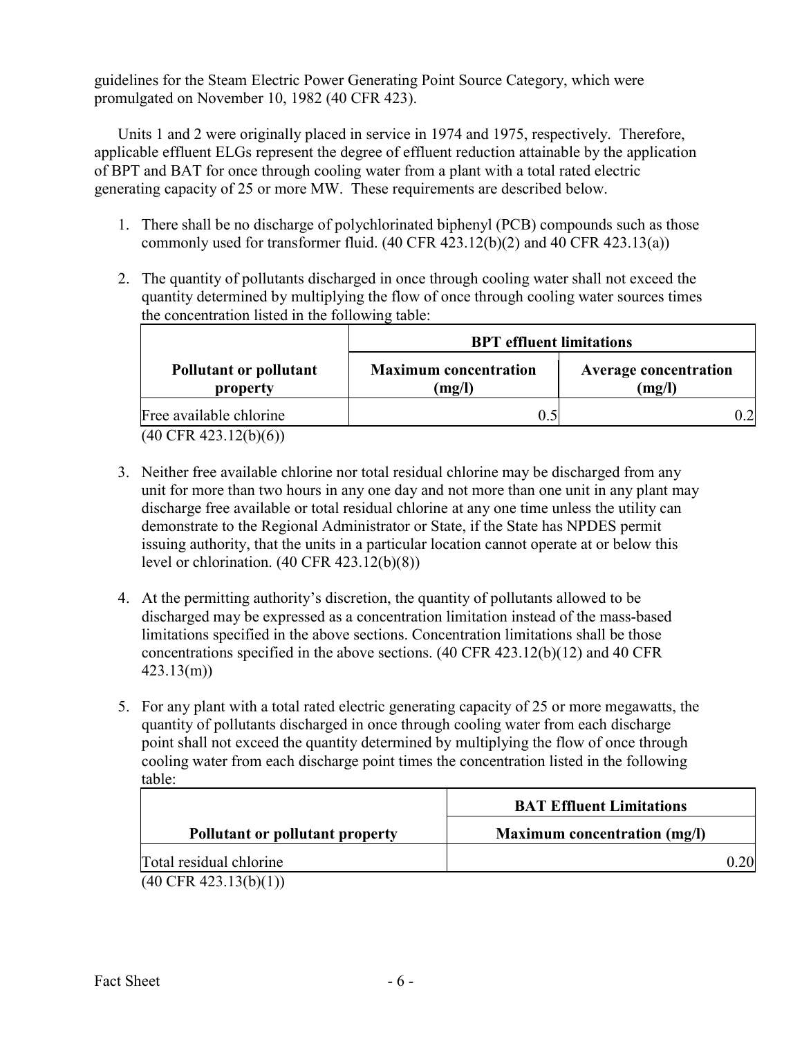guidelines for the Steam Electric Power Generating Point Source Category, which were promulgated on November 10, 1982 (40 CFR 423).

Units 1 and 2 were originally placed in service in 1974 and 1975, respectively. Therefore, applicable effluent ELGs represent the degree of effluent reduction attainable by the application of BPT and BAT for once through cooling water from a plant with a total rated electric generating capacity of 25 or more MW. These requirements are described below.

1. There shall be no discharge of polychlorinated biphenyl (PCB) compounds such as those commonly used for transformer fluid. (40 CFR 423.12(b)(2) and 40 CFR 423.13(a))

2. The quantity of pollutants discharged in once through cooling water shall not exceed the quantity determined by multiplying the flow of once through cooling water sources times the concentration listed in the following table:

| Pollutant or pollutant property | BPT effluent limitations | |
|---|---|---|
| | **Maximum concentration (mg/l)** | **Average concentration (mg/l)** |
| Free available chlorine | 0.5 | 0.2 |

(40 CFR 423.12(b)(6))

3. Neither free available chlorine nor total residual chlorine may be discharged from any unit for more than two hours in any one day and not more than one unit in any plant may discharge free available or total residual chlorine at any one time unless the utility can demonstrate to the Regional Administrator or State, if the State has NPDES permit issuing authority, that the units in a particular location cannot operate at or below this level or chlorination. (40 CFR 423.12(b)(8))

4. At the permitting authority's discretion, the quantity of pollutants allowed to be discharged may be expressed as a concentration limitation instead of the mass-based limitations specified in the above sections. Concentration limitations shall be those concentrations specified in the above sections. (40 CFR 423.12(b)(12) and 40 CFR 423.13(m))

5. For any plant with a total rated electric generating capacity of 25 or more megawatts, the quantity of pollutants discharged in once through cooling water from each discharge point shall not exceed the quantity determined by multiplying the flow of once through cooling water from each discharge point times the concentration listed in the following table:

| Pollutant or pollutant property | BAT Effluent Limitations |
|---|---|
| | **Maximum concentration (mg/l)** |
| Total residual chlorine | 0.20 |

(40 CFR 423.13(b)(1))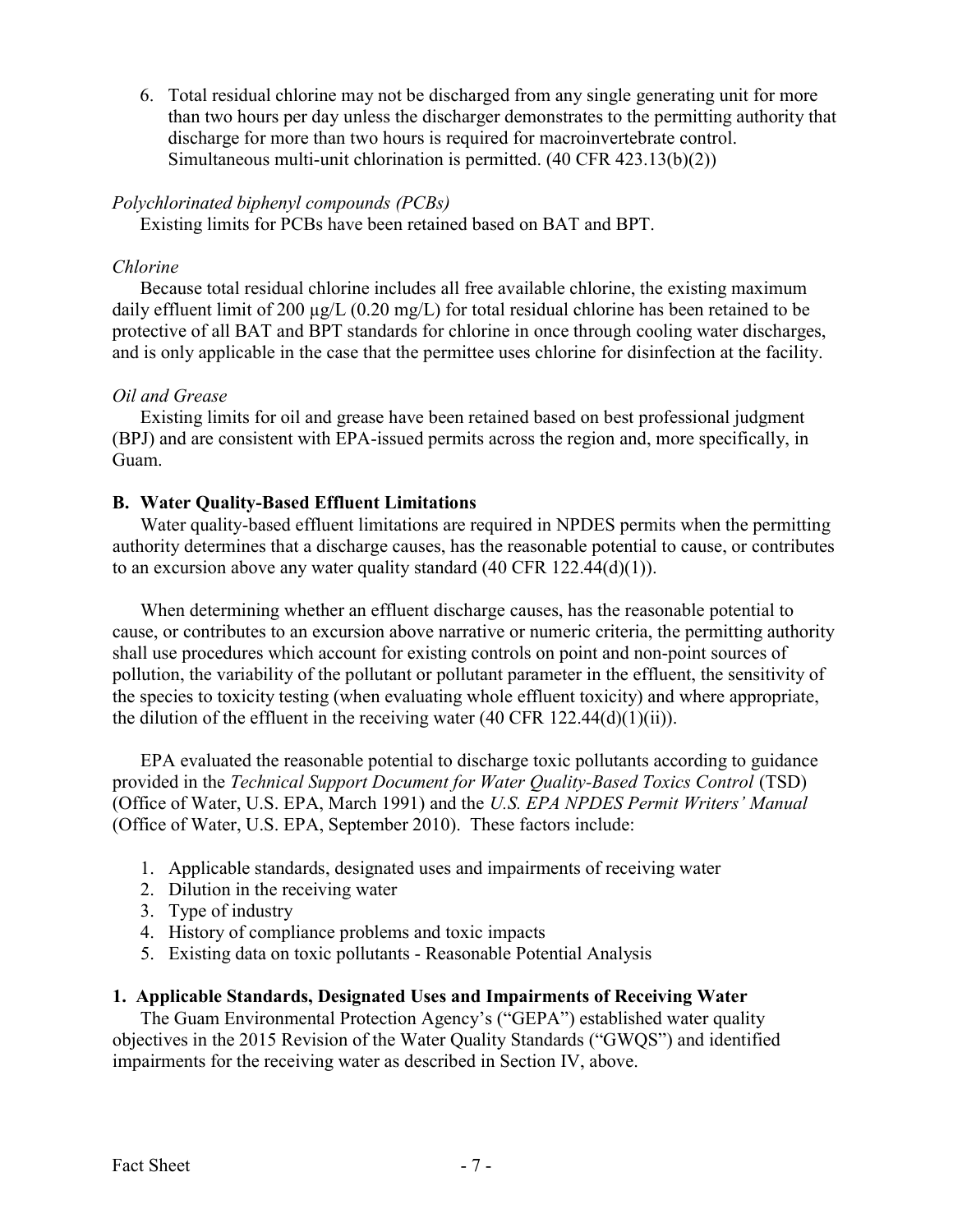6. Total residual chlorine may not be discharged from any single generating unit for more than two hours per day unless the discharger demonstrates to the permitting authority that discharge for more than two hours is required for macroinvertebrate control. Simultaneous multi-unit chlorination is permitted. (40 CFR 423.13(b)(2))

*Polychlorinated biphenyl compounds (PCBs)*

Existing limits for PCBs have been retained based on BAT and BPT.

*Chlorine*

Because total residual chlorine includes all free available chlorine, the existing maximum daily effluent limit of 200 μg/L (0.20 mg/L) for total residual chlorine has been retained to be protective of all BAT and BPT standards for chlorine in once through cooling water discharges, and is only applicable in the case that the permittee uses chlorine for disinfection at the facility.

*Oil and Grease*

Existing limits for oil and grease have been retained based on best professional judgment (BPJ) and are consistent with EPA-issued permits across the region and, more specifically, in Guam.

**B. Water Quality-Based Effluent Limitations**

Water quality-based effluent limitations are required in NPDES permits when the permitting authority determines that a discharge causes, has the reasonable potential to cause, or contributes to an excursion above any water quality standard (40 CFR 122.44(d)(1)).

When determining whether an effluent discharge causes, has the reasonable potential to cause, or contributes to an excursion above narrative or numeric criteria, the permitting authority shall use procedures which account for existing controls on point and non-point sources of pollution, the variability of the pollutant or pollutant parameter in the effluent, the sensitivity of the species to toxicity testing (when evaluating whole effluent toxicity) and where appropriate, the dilution of the effluent in the receiving water (40 CFR 122.44(d)(1)(ii)).

EPA evaluated the reasonable potential to discharge toxic pollutants according to guidance provided in the *Technical Support Document for Water Quality-Based Toxics Control* (TSD) (Office of Water, U.S. EPA, March 1991) and the *U.S. EPA NPDES Permit Writers' Manual* (Office of Water, U.S. EPA, September 2010). These factors include:

1. Applicable standards, designated uses and impairments of receiving water
2. Dilution in the receiving water
3. Type of industry
4. History of compliance problems and toxic impacts
5. Existing data on toxic pollutants - Reasonable Potential Analysis

**1. Applicable Standards, Designated Uses and Impairments of Receiving Water**

The Guam Environmental Protection Agency's ("GEPA") established water quality objectives in the 2015 Revision of the Water Quality Standards ("GWQS") and identified impairments for the receiving water as described in Section IV, above.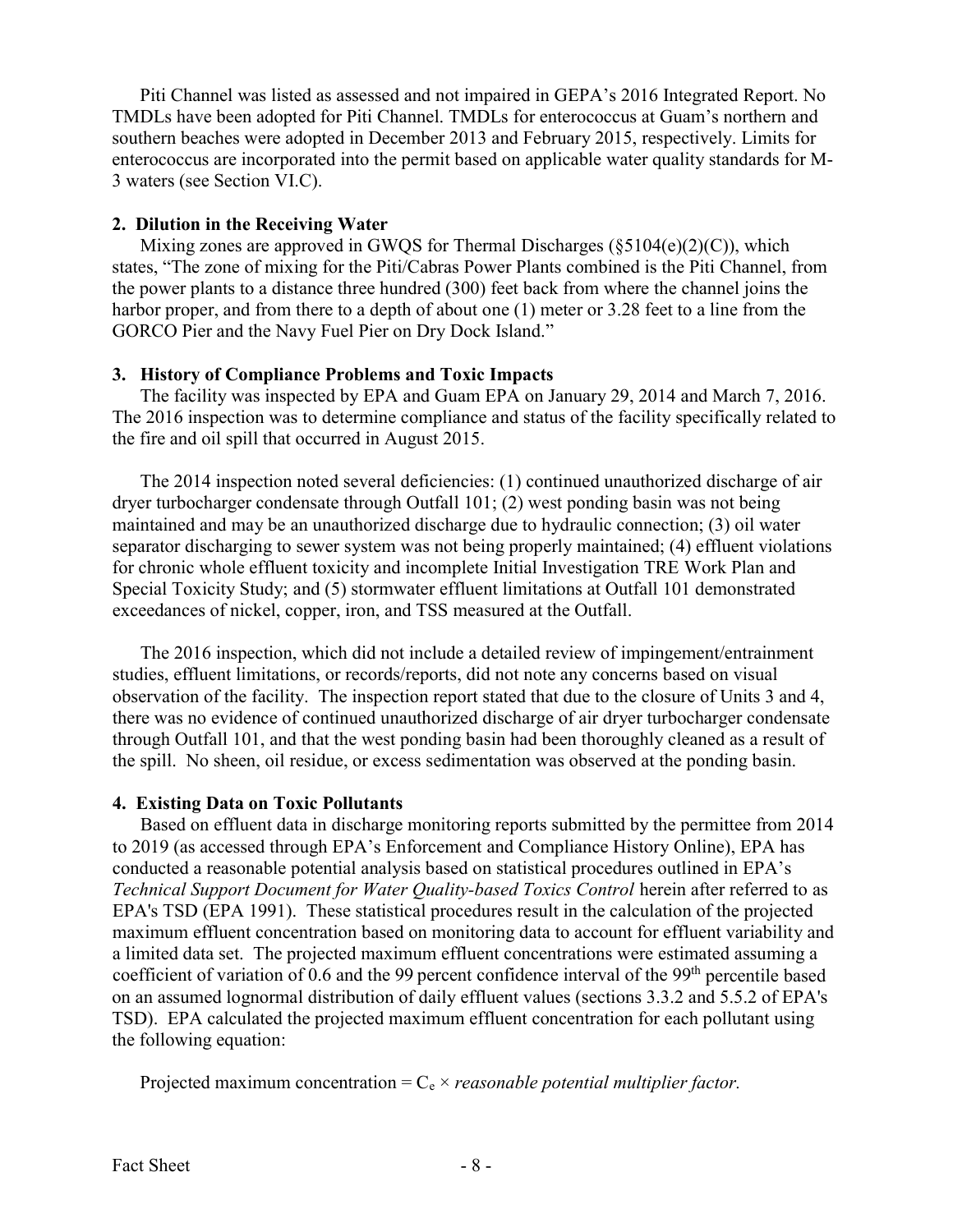Piti Channel was listed as assessed and not impaired in GEPA's 2016 Integrated Report. No TMDLs have been adopted for Piti Channel. TMDLs for enterococcus at Guam's northern and southern beaches were adopted in December 2013 and February 2015, respectively. Limits for enterococcus are incorporated into the permit based on applicable water quality standards for M-3 waters (see Section VI.C).

### 2. Dilution in the Receiving Water

Mixing zones are approved in GWQS for Thermal Discharges (§5104(e)(2)(C)), which states, "The zone of mixing for the Piti/Cabras Power Plants combined is the Piti Channel, from the power plants to a distance three hundred (300) feet back from where the channel joins the harbor proper, and from there to a depth of about one (1) meter or 3.28 feet to a line from the GORCO Pier and the Navy Fuel Pier on Dry Dock Island."

### 3. History of Compliance Problems and Toxic Impacts

The facility was inspected by EPA and Guam EPA on January 29, 2014 and March 7, 2016. The 2016 inspection was to determine compliance and status of the facility specifically related to the fire and oil spill that occurred in August 2015.

The 2014 inspection noted several deficiencies: (1) continued unauthorized discharge of air dryer turbocharger condensate through Outfall 101; (2) west ponding basin was not being maintained and may be an unauthorized discharge due to hydraulic connection; (3) oil water separator discharging to sewer system was not being properly maintained; (4) effluent violations for chronic whole effluent toxicity and incomplete Initial Investigation TRE Work Plan and Special Toxicity Study; and (5) stormwater effluent limitations at Outfall 101 demonstrated exceedances of nickel, copper, iron, and TSS measured at the Outfall.

The 2016 inspection, which did not include a detailed review of impingement/entrainment studies, effluent limitations, or records/reports, did not note any concerns based on visual observation of the facility. The inspection report stated that due to the closure of Units 3 and 4, there was no evidence of continued unauthorized discharge of air dryer turbocharger condensate through Outfall 101, and that the west ponding basin had been thoroughly cleaned as a result of the spill. No sheen, oil residue, or excess sedimentation was observed at the ponding basin.

### 4. Existing Data on Toxic Pollutants

Based on effluent data in discharge monitoring reports submitted by the permittee from 2014 to 2019 (as accessed through EPA's Enforcement and Compliance History Online), EPA has conducted a reasonable potential analysis based on statistical procedures outlined in EPA's *Technical Support Document for Water Quality-based Toxics Control* herein after referred to as EPA's TSD (EPA 1991). These statistical procedures result in the calculation of the projected maximum effluent concentration based on monitoring data to account for effluent variability and a limited data set. The projected maximum effluent concentrations were estimated assuming a coefficient of variation of 0.6 and the 99 percent confidence interval of the 99th percentile based on an assumed lognormal distribution of daily effluent values (sections 3.3.2 and 5.5.2 of EPA's TSD). EPA calculated the projected maximum effluent concentration for each pollutant using the following equation:

Projected maximum concentration = $C_e$ × *reasonable potential multiplier factor.*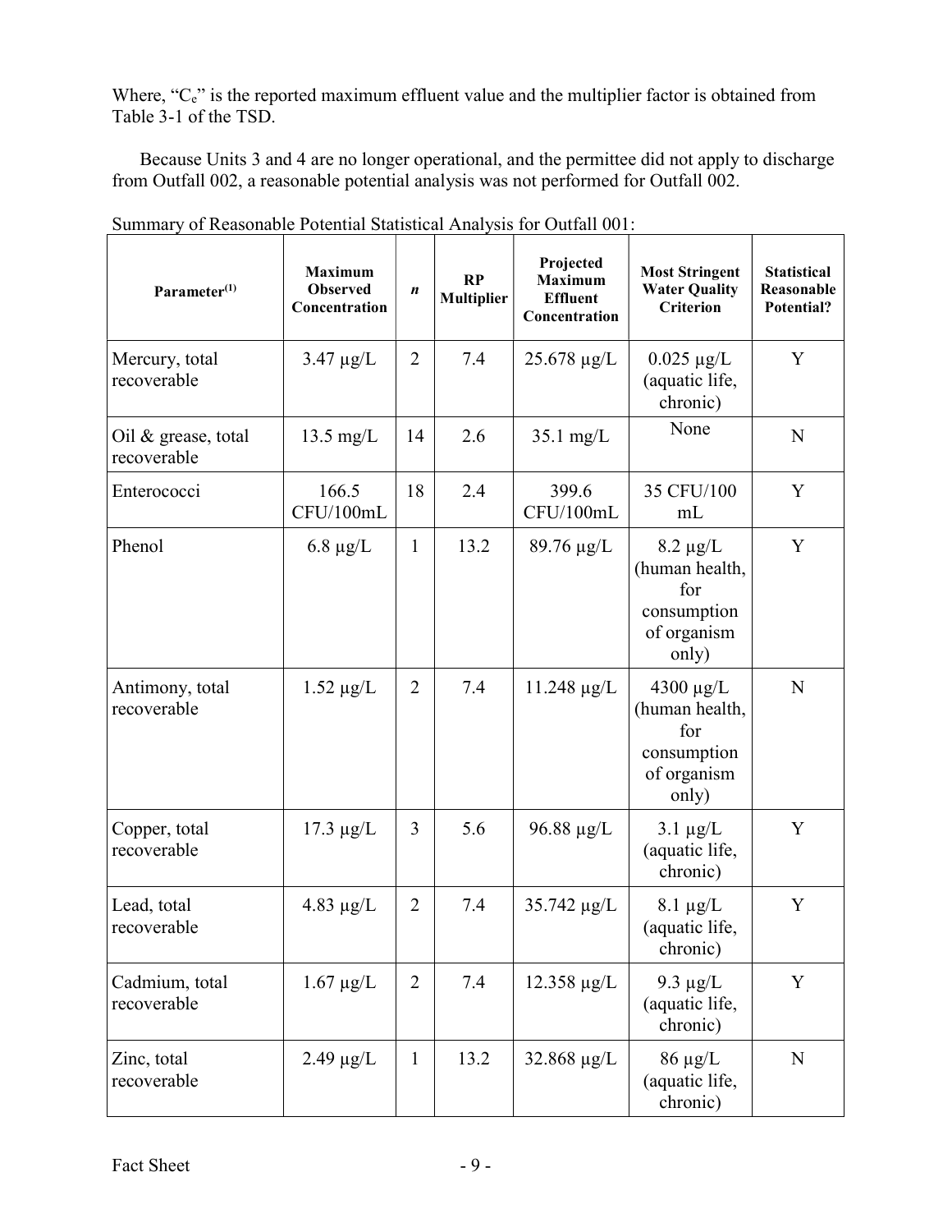Where, "$C_e$" is the reported maximum effluent value and the multiplier factor is obtained from Table 3-1 of the TSD.

Because Units 3 and 4 are no longer operational, and the permittee did not apply to discharge from Outfall 002, a reasonable potential analysis was not performed for Outfall 002.

Summary of Reasonable Potential Statistical Analysis for Outfall 001:

| Parameter[(1)] | Maximum Observed Concentration | *n* | RP Multiplier | Projected Maximum Effluent Concentration | Most Stringent Water Quality Criterion | Statistical Reasonable Potential? |
|---|---|---|---|---|---|---|
| Mercury, total recoverable | 3.47 µg/L | 2 | 7.4 | 25.678 µg/L | 0.025 µg/L (aquatic life, chronic) | Y |
| Oil & grease, total recoverable | 13.5 mg/L | 14 | 2.6 | 35.1 mg/L | None | N |
| Enterococci | 166.5 CFU/100mL | 18 | 2.4 | 399.6 CFU/100mL | 35 CFU/100 mL | Y |
| Phenol | 6.8 µg/L | 1 | 13.2 | 89.76 µg/L | 8.2 µg/L (human health, for consumption of organism only) | Y |
| Antimony, total recoverable | 1.52 µg/L | 2 | 7.4 | 11.248 µg/L | 4300 µg/L (human health, for consumption of organism only) | N |
| Copper, total recoverable | 17.3 µg/L | 3 | 5.6 | 96.88 µg/L | 3.1 µg/L (aquatic life, chronic) | Y |
| Lead, total recoverable | 4.83 µg/L | 2 | 7.4 | 35.742 µg/L | 8.1 µg/L (aquatic life, chronic) | Y |
| Cadmium, total recoverable | 1.67 µg/L | 2 | 7.4 | 12.358 µg/L | 9.3 µg/L (aquatic life, chronic) | Y |
| Zinc, total recoverable | 2.49 µg/L | 1 | 13.2 | 32.868 µg/L | 86 µg/L (aquatic life, chronic) | N |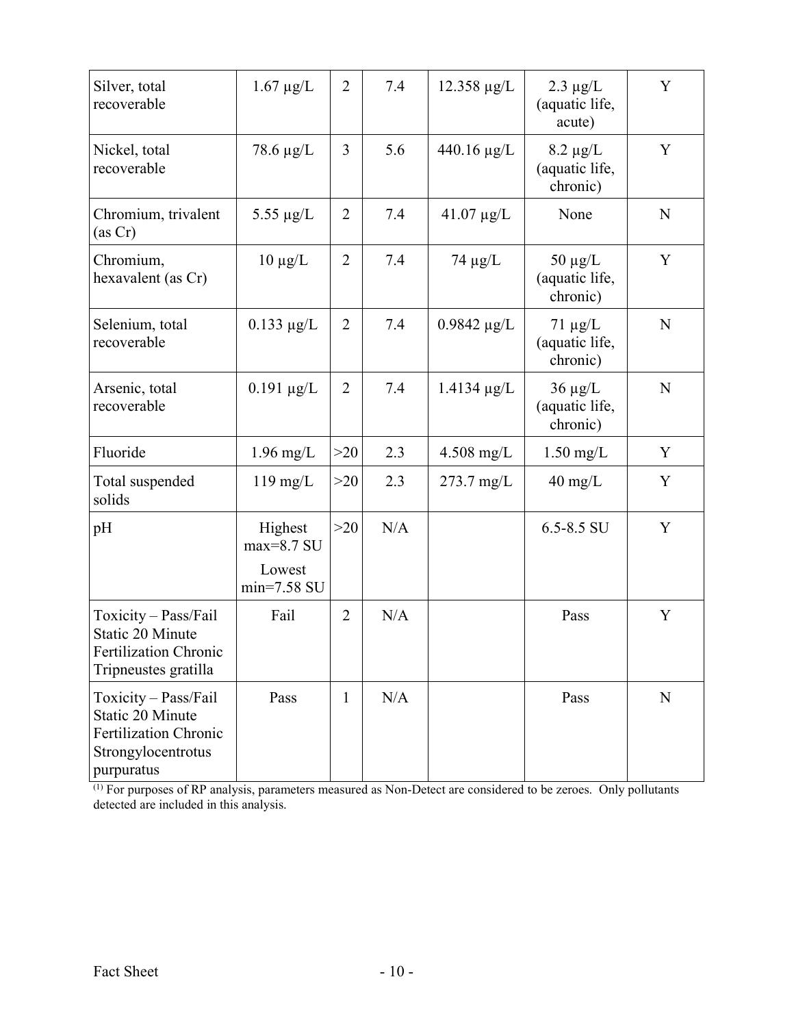| | | | | | | |
|---|---|---|---|---|---|---|
| Silver, total recoverable | 1.67 μg/L | 2 | 7.4 | 12.358 μg/L | 2.3 μg/L (aquatic life, acute) | Y |
| Nickel, total recoverable | 78.6 μg/L | 3 | 5.6 | 440.16 μg/L | 8.2 μg/L (aquatic life, chronic) | Y |
| Chromium, trivalent (as Cr) | 5.55 μg/L | 2 | 7.4 | 41.07 μg/L | None | N |
| Chromium, hexavalent (as Cr) | 10 μg/L | 2 | 7.4 | 74 μg/L | 50 μg/L (aquatic life, chronic) | Y |
| Selenium, total recoverable | 0.133 μg/L | 2 | 7.4 | 0.9842 μg/L | 71 μg/L (aquatic life, chronic) | N |
| Arsenic, total recoverable | 0.191 μg/L | 2 | 7.4 | 1.4134 μg/L | 36 μg/L (aquatic life, chronic) | N |
| Fluoride | 1.96 mg/L | >20 | 2.3 | 4.508 mg/L | 1.50 mg/L | Y |
| Total suspended solids | 119 mg/L | >20 | 2.3 | 273.7 mg/L | 40 mg/L | Y |
| pH | Highest max=8.7 SU<br>Lowest min=7.58 SU | >20 | N/A | | 6.5-8.5 SU | Y |
| Toxicity – Pass/Fail Static 20 Minute Fertilization Chronic Tripneustes gratilla | Fail | 2 | N/A | | Pass | Y |
| Toxicity – Pass/Fail Static 20 Minute Fertilization Chronic Strongylocentrotus purpuratus | Pass | 1 | N/A | | Pass | N |

(1) For purposes of RP analysis, parameters measured as Non-Detect are considered to be zeroes. Only pollutants detected are included in this analysis.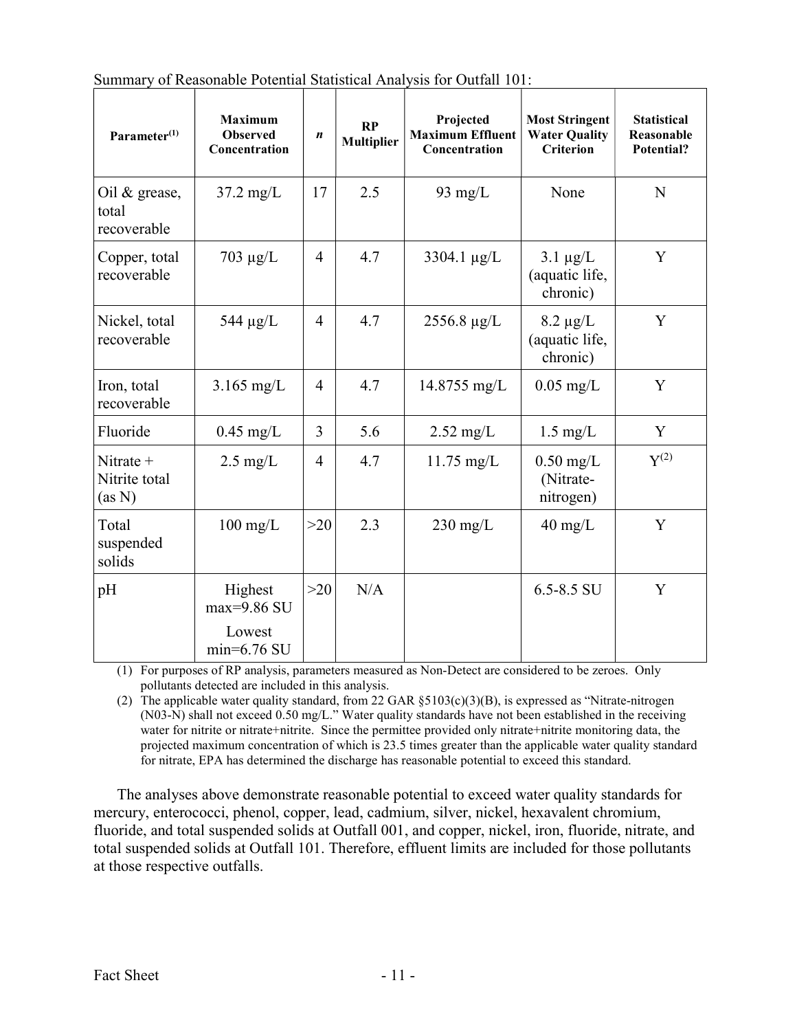Summary of Reasonable Potential Statistical Analysis for Outfall 101:

| Parameter[1] | Maximum Observed Concentration | *n* | RP Multiplier | Projected Maximum Effluent Concentration | Most Stringent Water Quality Criterion | Statistical Reasonable Potential? |
|---|---|---|---|---|---|---|
| Oil & grease, total recoverable | 37.2 mg/L | 17 | 2.5 | 93 mg/L | None | N |
| Copper, total recoverable | 703 µg/L | 4 | 4.7 | 3304.1 µg/L | 3.1 µg/L (aquatic life, chronic) | Y |
| Nickel, total recoverable | 544 µg/L | 4 | 4.7 | 2556.8 µg/L | 8.2 µg/L (aquatic life, chronic) | Y |
| Iron, total recoverable | 3.165 mg/L | 4 | 4.7 | 14.8755 mg/L | 0.05 mg/L | Y |
| Fluoride | 0.45 mg/L | 3 | 5.6 | 2.52 mg/L | 1.5 mg/L | Y |
| Nitrate + Nitrite total (as N) | 2.5 mg/L | 4 | 4.7 | 11.75 mg/L | 0.50 mg/L (Nitrate-nitrogen) | Y[2] |
| Total suspended solids | 100 mg/L | >20 | 2.3 | 230 mg/L | 40 mg/L | Y |
| pH | Highest max=9.86 SU<br>Lowest min=6.76 SU | >20 | N/A | | 6.5-8.5 SU | Y |

(1) For purposes of RP analysis, parameters measured as Non-Detect are considered to be zeroes. Only pollutants detected are included in this analysis.

(2) The applicable water quality standard, from 22 GAR §5103(c)(3)(B), is expressed as "Nitrate-nitrogen (N03-N) shall not exceed 0.50 mg/L." Water quality standards have not been established in the receiving water for nitrite or nitrate+nitrite. Since the permittee provided only nitrate+nitrite monitoring data, the projected maximum concentration of which is 23.5 times greater than the applicable water quality standard for nitrate, EPA has determined the discharge has reasonable potential to exceed this standard.

The analyses above demonstrate reasonable potential to exceed water quality standards for mercury, enterococci, phenol, copper, lead, cadmium, silver, nickel, hexavalent chromium, fluoride, and total suspended solids at Outfall 001, and copper, nickel, iron, fluoride, nitrate, and total suspended solids at Outfall 101. Therefore, effluent limits are included for those pollutants at those respective outfalls.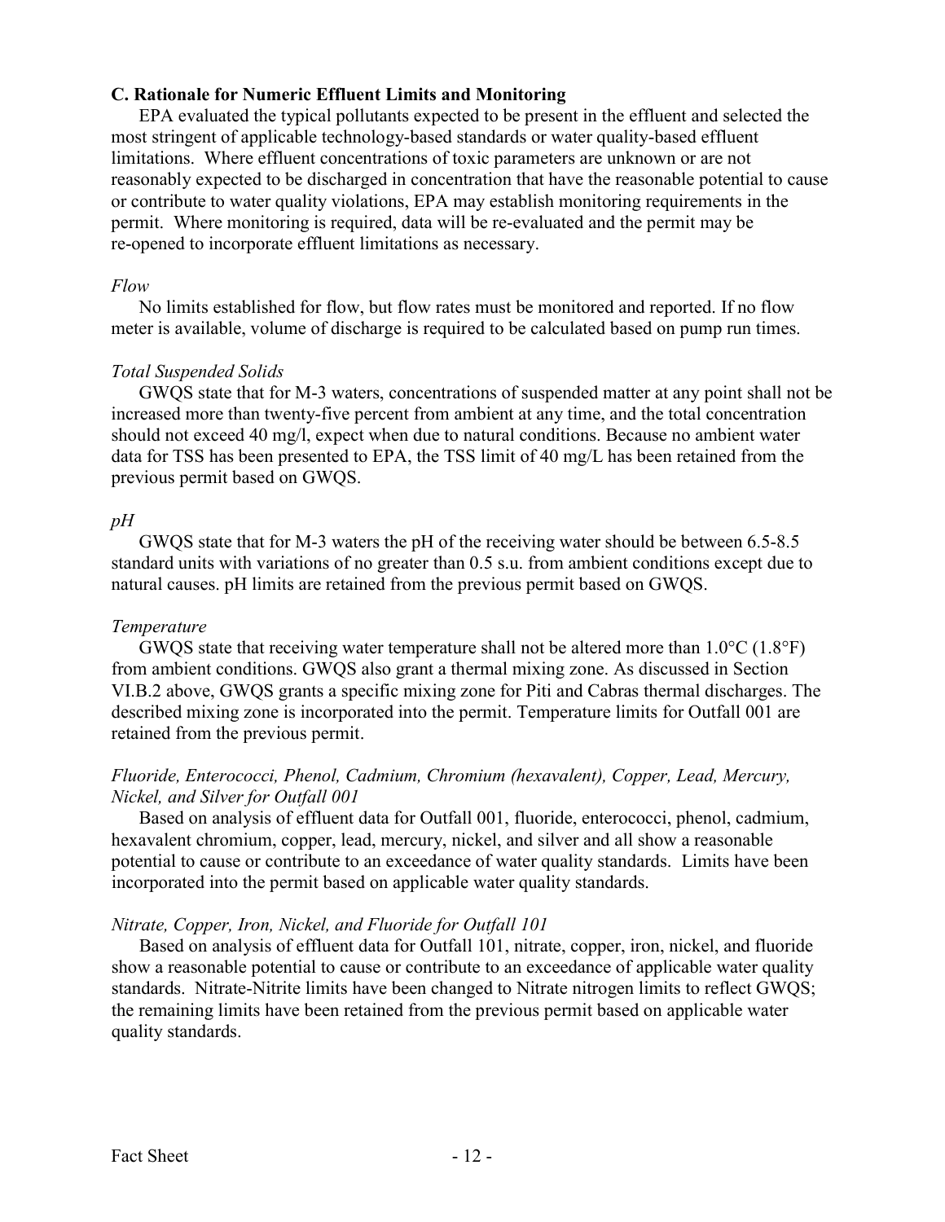### C. Rationale for Numeric Effluent Limits and Monitoring

EPA evaluated the typical pollutants expected to be present in the effluent and selected the most stringent of applicable technology-based standards or water quality-based effluent limitations. Where effluent concentrations of toxic parameters are unknown or are not reasonably expected to be discharged in concentration that have the reasonable potential to cause or contribute to water quality violations, EPA may establish monitoring requirements in the permit. Where monitoring is required, data will be re-evaluated and the permit may be re-opened to incorporate effluent limitations as necessary.

*Flow*

No limits established for flow, but flow rates must be monitored and reported. If no flow meter is available, volume of discharge is required to be calculated based on pump run times.

*Total Suspended Solids*

GWQS state that for M-3 waters, concentrations of suspended matter at any point shall not be increased more than twenty-five percent from ambient at any time, and the total concentration should not exceed 40 mg/l, expect when due to natural conditions. Because no ambient water data for TSS has been presented to EPA, the TSS limit of 40 mg/L has been retained from the previous permit based on GWQS.

*pH*

GWQS state that for M-3 waters the pH of the receiving water should be between 6.5-8.5 standard units with variations of no greater than 0.5 s.u. from ambient conditions except due to natural causes. pH limits are retained from the previous permit based on GWQS.

*Temperature*

GWQS state that receiving water temperature shall not be altered more than 1.0°C (1.8°F) from ambient conditions. GWQS also grant a thermal mixing zone. As discussed in Section VI.B.2 above, GWQS grants a specific mixing zone for Piti and Cabras thermal discharges. The described mixing zone is incorporated into the permit. Temperature limits for Outfall 001 are retained from the previous permit.

*Fluoride, Enterococci, Phenol, Cadmium, Chromium (hexavalent), Copper, Lead, Mercury, Nickel, and Silver for Outfall 001*

Based on analysis of effluent data for Outfall 001, fluoride, enterococci, phenol, cadmium, hexavalent chromium, copper, lead, mercury, nickel, and silver and all show a reasonable potential to cause or contribute to an exceedance of water quality standards. Limits have been incorporated into the permit based on applicable water quality standards.

*Nitrate, Copper, Iron, Nickel, and Fluoride for Outfall 101*

Based on analysis of effluent data for Outfall 101, nitrate, copper, iron, nickel, and fluoride show a reasonable potential to cause or contribute to an exceedance of applicable water quality standards. Nitrate-Nitrite limits have been changed to Nitrate nitrogen limits to reflect GWQS; the remaining limits have been retained from the previous permit based on applicable water quality standards.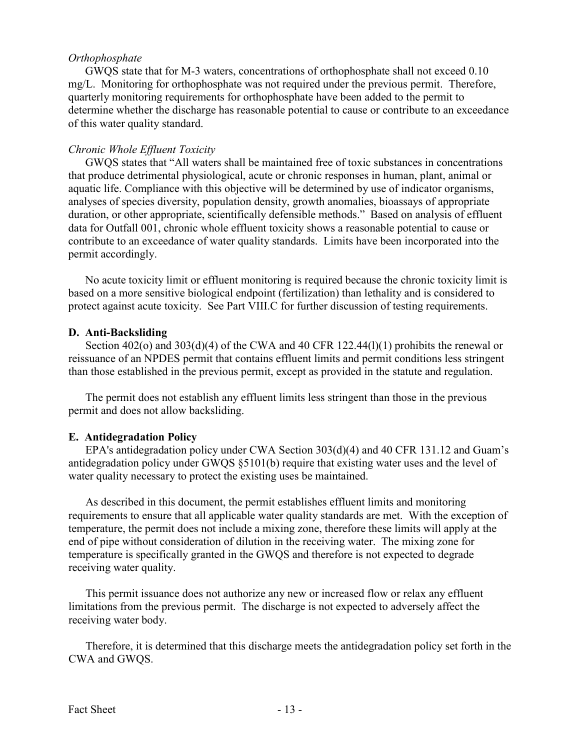*Orthophosphate*

GWQS state that for M-3 waters, concentrations of orthophosphate shall not exceed 0.10 mg/L. Monitoring for orthophosphate was not required under the previous permit. Therefore, quarterly monitoring requirements for orthophosphate have been added to the permit to determine whether the discharge has reasonable potential to cause or contribute to an exceedance of this water quality standard.

*Chronic Whole Effluent Toxicity*

GWQS states that "All waters shall be maintained free of toxic substances in concentrations that produce detrimental physiological, acute or chronic responses in human, plant, animal or aquatic life. Compliance with this objective will be determined by use of indicator organisms, analyses of species diversity, population density, growth anomalies, bioassays of appropriate duration, or other appropriate, scientifically defensible methods." Based on analysis of effluent data for Outfall 001, chronic whole effluent toxicity shows a reasonable potential to cause or contribute to an exceedance of water quality standards. Limits have been incorporated into the permit accordingly.

No acute toxicity limit or effluent monitoring is required because the chronic toxicity limit is based on a more sensitive biological endpoint (fertilization) than lethality and is considered to protect against acute toxicity. See Part VIII.C for further discussion of testing requirements.

**D. Anti-Backsliding**

Section 402(o) and 303(d)(4) of the CWA and 40 CFR 122.44(l)(1) prohibits the renewal or reissuance of an NPDES permit that contains effluent limits and permit conditions less stringent than those established in the previous permit, except as provided in the statute and regulation.

The permit does not establish any effluent limits less stringent than those in the previous permit and does not allow backsliding.

**E. Antidegradation Policy**

EPA's antidegradation policy under CWA Section 303(d)(4) and 40 CFR 131.12 and Guam's antidegradation policy under GWQS §5101(b) require that existing water uses and the level of water quality necessary to protect the existing uses be maintained.

As described in this document, the permit establishes effluent limits and monitoring requirements to ensure that all applicable water quality standards are met. With the exception of temperature, the permit does not include a mixing zone, therefore these limits will apply at the end of pipe without consideration of dilution in the receiving water. The mixing zone for temperature is specifically granted in the GWQS and therefore is not expected to degrade receiving water quality.

This permit issuance does not authorize any new or increased flow or relax any effluent limitations from the previous permit. The discharge is not expected to adversely affect the receiving water body.

Therefore, it is determined that this discharge meets the antidegradation policy set forth in the CWA and GWQS.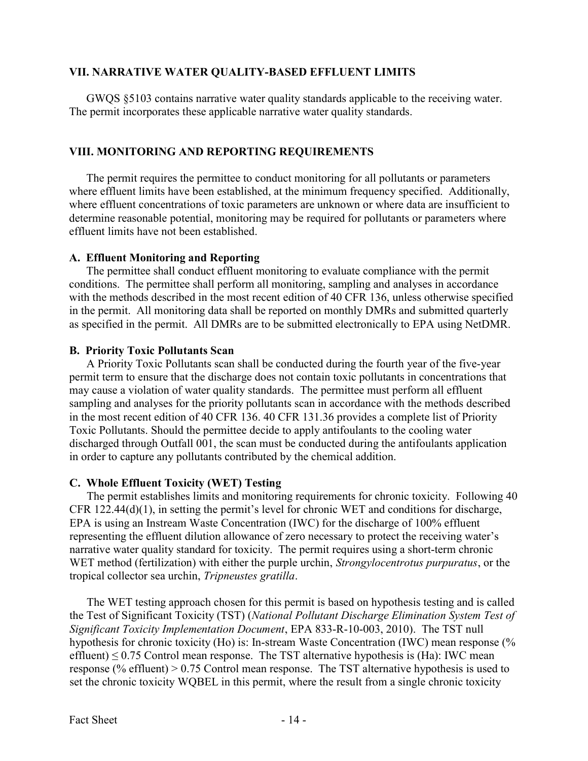## VII. NARRATIVE WATER QUALITY-BASED EFFLUENT LIMITS

GWQS §5103 contains narrative water quality standards applicable to the receiving water. The permit incorporates these applicable narrative water quality standards.

## VIII. MONITORING AND REPORTING REQUIREMENTS

The permit requires the permittee to conduct monitoring for all pollutants or parameters where effluent limits have been established, at the minimum frequency specified. Additionally, where effluent concentrations of toxic parameters are unknown or where data are insufficient to determine reasonable potential, monitoring may be required for pollutants or parameters where effluent limits have not been established.

### A. Effluent Monitoring and Reporting

The permittee shall conduct effluent monitoring to evaluate compliance with the permit conditions. The permittee shall perform all monitoring, sampling and analyses in accordance with the methods described in the most recent edition of 40 CFR 136, unless otherwise specified in the permit. All monitoring data shall be reported on monthly DMRs and submitted quarterly as specified in the permit. All DMRs are to be submitted electronically to EPA using NetDMR.

### B. Priority Toxic Pollutants Scan

A Priority Toxic Pollutants scan shall be conducted during the fourth year of the five-year permit term to ensure that the discharge does not contain toxic pollutants in concentrations that may cause a violation of water quality standards. The permittee must perform all effluent sampling and analyses for the priority pollutants scan in accordance with the methods described in the most recent edition of 40 CFR 136. 40 CFR 131.36 provides a complete list of Priority Toxic Pollutants. Should the permittee decide to apply antifoulants to the cooling water discharged through Outfall 001, the scan must be conducted during the antifoulants application in order to capture any pollutants contributed by the chemical addition.

### C. Whole Effluent Toxicity (WET) Testing

The permit establishes limits and monitoring requirements for chronic toxicity. Following 40 CFR 122.44(d)(1), in setting the permit's level for chronic WET and conditions for discharge, EPA is using an Instream Waste Concentration (IWC) for the discharge of 100% effluent representing the effluent dilution allowance of zero necessary to protect the receiving water's narrative water quality standard for toxicity. The permit requires using a short-term chronic WET method (fertilization) with either the purple urchin, *Strongylocentrotus purpuratus*, or the tropical collector sea urchin, *Tripneustes gratilla*.

The WET testing approach chosen for this permit is based on hypothesis testing and is called the Test of Significant Toxicity (TST) (*National Pollutant Discharge Elimination System Test of Significant Toxicity Implementation Document*, EPA 833-R-10-003, 2010). The TST null hypothesis for chronic toxicity (Ho) is: In-stream Waste Concentration (IWC) mean response (% effluent) $\leq 0.75$ Control mean response. The TST alternative hypothesis is (Ha): IWC mean response (% effluent) $> 0.75$ Control mean response. The TST alternative hypothesis is used to set the chronic toxicity WQBEL in this permit, where the result from a single chronic toxicity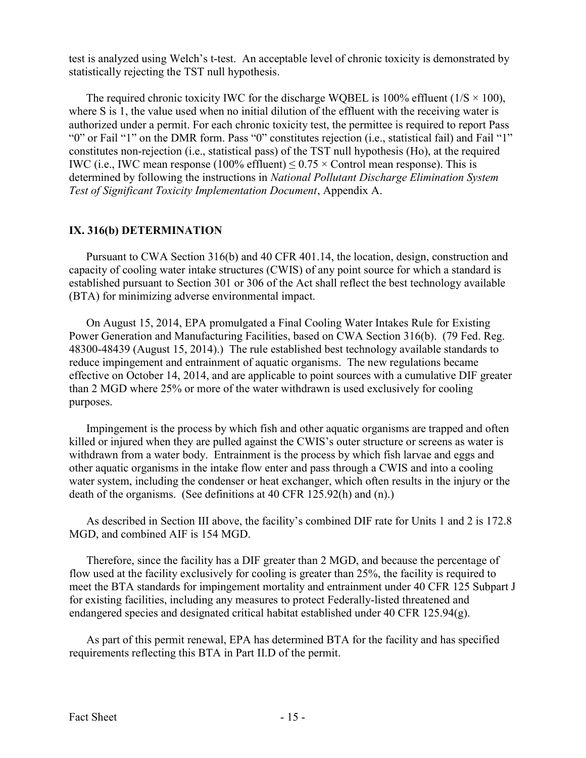test is analyzed using Welch's t-test. An acceptable level of chronic toxicity is demonstrated by statistically rejecting the TST null hypothesis.

The required chronic toxicity IWC for the discharge WQBEL is 100% effluent ($1/S \times 100$), where S is 1, the value used when no initial dilution of the effluent with the receiving water is authorized under a permit. For each chronic toxicity test, the permittee is required to report Pass "0" or Fail "1" on the DMR form. Pass "0" constitutes rejection (i.e., statistical fail) and Fail "1" constitutes non-rejection (i.e., statistical pass) of the TST null hypothesis (Ho), at the required IWC (i.e., IWC mean response (100% effluent) $\leq 0.75 \times$ Control mean response). This is determined by following the instructions in *National Pollutant Discharge Elimination System Test of Significant Toxicity Implementation Document*, Appendix A.

## IX. 316(b) DETERMINATION

Pursuant to CWA Section 316(b) and 40 CFR 401.14, the location, design, construction and capacity of cooling water intake structures (CWIS) of any point source for which a standard is established pursuant to Section 301 or 306 of the Act shall reflect the best technology available (BTA) for minimizing adverse environmental impact.

On August 15, 2014, EPA promulgated a Final Cooling Water Intakes Rule for Existing Power Generation and Manufacturing Facilities, based on CWA Section 316(b). (79 Fed. Reg. 48300-48439 (August 15, 2014).) The rule established best technology available standards to reduce impingement and entrainment of aquatic organisms. The new regulations became effective on October 14, 2014, and are applicable to point sources with a cumulative DIF greater than 2 MGD where 25% or more of the water withdrawn is used exclusively for cooling purposes.

Impingement is the process by which fish and other aquatic organisms are trapped and often killed or injured when they are pulled against the CWIS's outer structure or screens as water is withdrawn from a water body. Entrainment is the process by which fish larvae and eggs and other aquatic organisms in the intake flow enter and pass through a CWIS and into a cooling water system, including the condenser or heat exchanger, which often results in the injury or the death of the organisms. (See definitions at 40 CFR 125.92(h) and (n).)

As described in Section III above, the facility's combined DIF rate for Units 1 and 2 is 172.8 MGD, and combined AIF is 154 MGD.

Therefore, since the facility has a DIF greater than 2 MGD, and because the percentage of flow used at the facility exclusively for cooling is greater than 25%, the facility is required to meet the BTA standards for impingement mortality and entrainment under 40 CFR 125 Subpart J for existing facilities, including any measures to protect Federally-listed threatened and endangered species and designated critical habitat established under 40 CFR 125.94(g).

As part of this permit renewal, EPA has determined BTA for the facility and has specified requirements reflecting this BTA in Part II.D of the permit.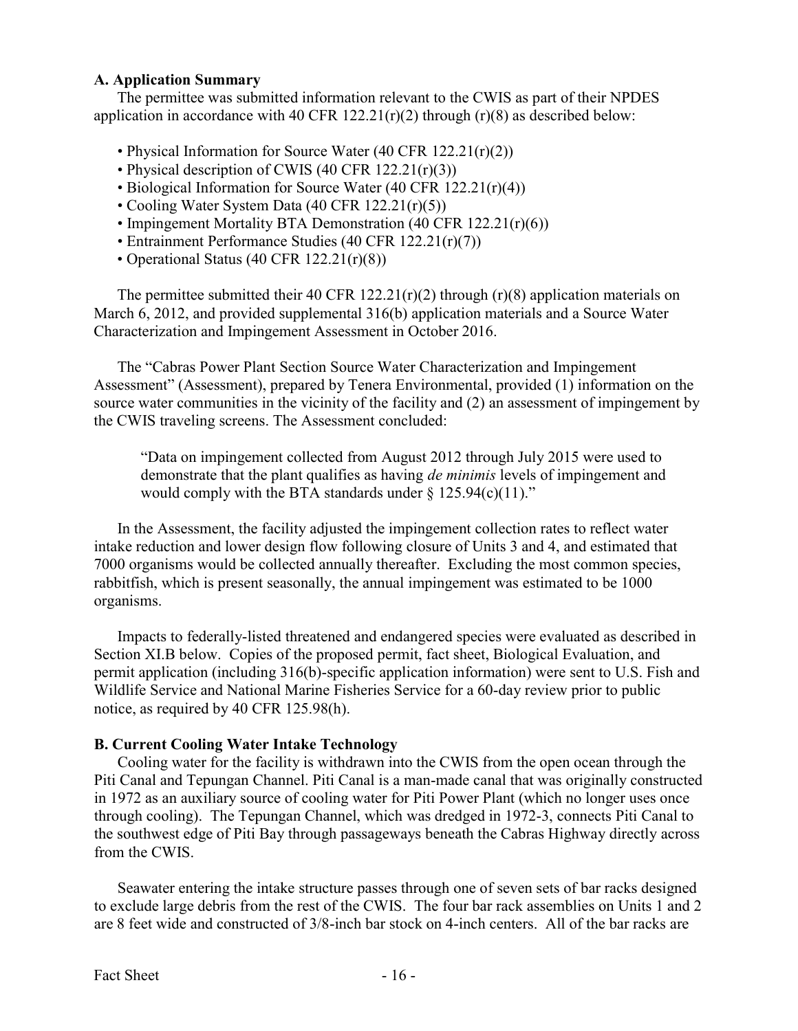### A. Application Summary

The permittee was submitted information relevant to the CWIS as part of their NPDES application in accordance with 40 CFR 122.21(r)(2) through (r)(8) as described below:

- Physical Information for Source Water (40 CFR 122.21(r)(2))
- Physical description of CWIS (40 CFR 122.21(r)(3))
- Biological Information for Source Water (40 CFR 122.21(r)(4))
- Cooling Water System Data (40 CFR 122.21(r)(5))
- Impingement Mortality BTA Demonstration (40 CFR 122.21(r)(6))
- Entrainment Performance Studies (40 CFR 122.21(r)(7))
- Operational Status (40 CFR 122.21(r)(8))

The permittee submitted their 40 CFR 122.21(r)(2) through (r)(8) application materials on March 6, 2012, and provided supplemental 316(b) application materials and a Source Water Characterization and Impingement Assessment in October 2016.

The "Cabras Power Plant Section Source Water Characterization and Impingement Assessment" (Assessment), prepared by Tenera Environmental, provided (1) information on the source water communities in the vicinity of the facility and (2) an assessment of impingement by the CWIS traveling screens. The Assessment concluded:

> "Data on impingement collected from August 2012 through July 2015 were used to demonstrate that the plant qualifies as having *de minimis* levels of impingement and would comply with the BTA standards under § 125.94(c)(11)."

In the Assessment, the facility adjusted the impingement collection rates to reflect water intake reduction and lower design flow following closure of Units 3 and 4, and estimated that 7000 organisms would be collected annually thereafter. Excluding the most common species, rabbitfish, which is present seasonally, the annual impingement was estimated to be 1000 organisms.

Impacts to federally-listed threatened and endangered species were evaluated as described in Section XI.B below. Copies of the proposed permit, fact sheet, Biological Evaluation, and permit application (including 316(b)-specific application information) were sent to U.S. Fish and Wildlife Service and National Marine Fisheries Service for a 60-day review prior to public notice, as required by 40 CFR 125.98(h).

### B. Current Cooling Water Intake Technology

Cooling water for the facility is withdrawn into the CWIS from the open ocean through the Piti Canal and Tepungan Channel. Piti Canal is a man-made canal that was originally constructed in 1972 as an auxiliary source of cooling water for Piti Power Plant (which no longer uses once through cooling). The Tepungan Channel, which was dredged in 1972-3, connects Piti Canal to the southwest edge of Piti Bay through passageways beneath the Cabras Highway directly across from the CWIS.

Seawater entering the intake structure passes through one of seven sets of bar racks designed to exclude large debris from the rest of the CWIS. The four bar rack assemblies on Units 1 and 2 are 8 feet wide and constructed of 3/8-inch bar stock on 4-inch centers. All of the bar racks are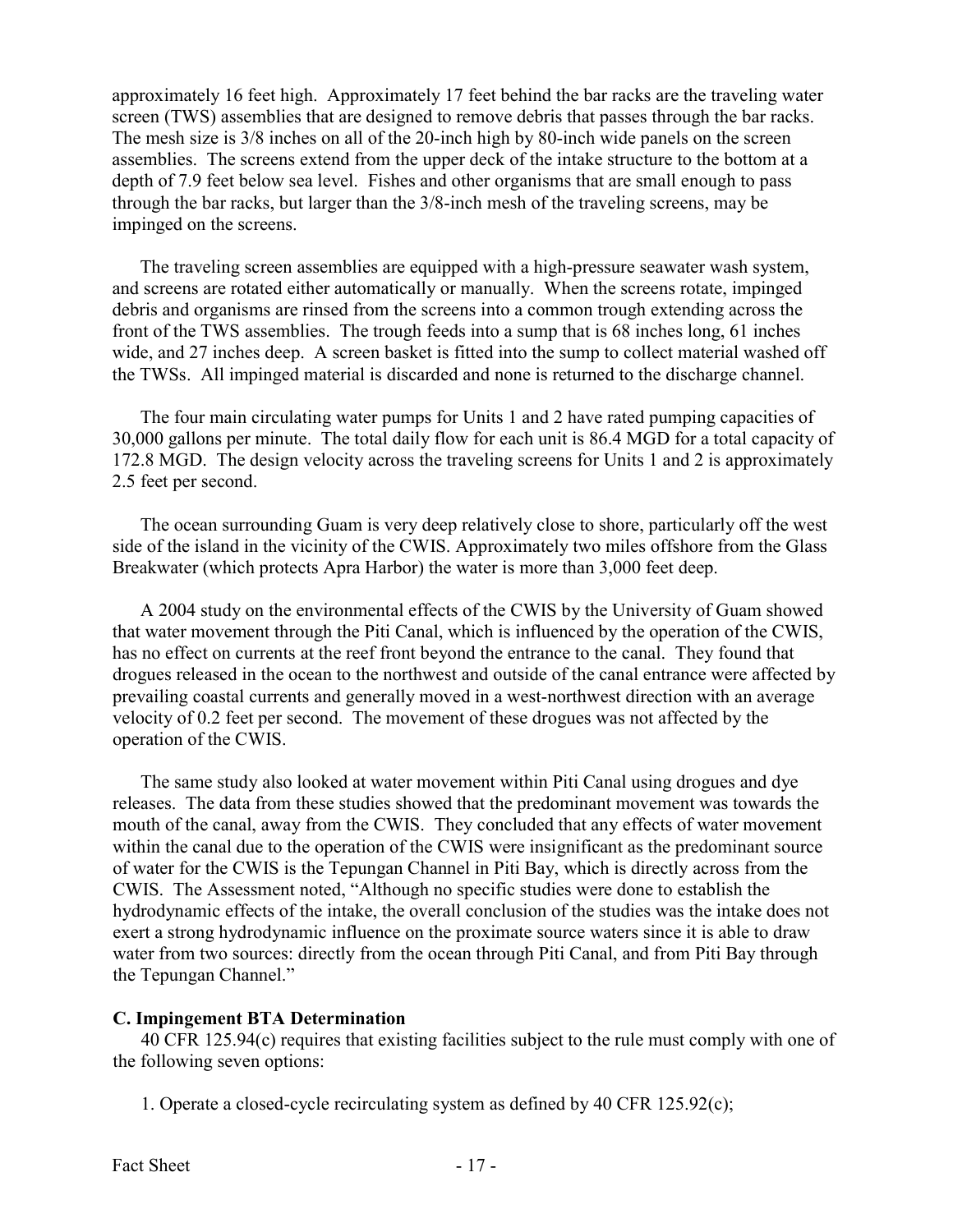approximately 16 feet high. Approximately 17 feet behind the bar racks are the traveling water screen (TWS) assemblies that are designed to remove debris that passes through the bar racks. The mesh size is 3/8 inches on all of the 20-inch high by 80-inch wide panels on the screen assemblies. The screens extend from the upper deck of the intake structure to the bottom at a depth of 7.9 feet below sea level. Fishes and other organisms that are small enough to pass through the bar racks, but larger than the 3/8-inch mesh of the traveling screens, may be impinged on the screens.

The traveling screen assemblies are equipped with a high-pressure seawater wash system, and screens are rotated either automatically or manually. When the screens rotate, impinged debris and organisms are rinsed from the screens into a common trough extending across the front of the TWS assemblies. The trough feeds into a sump that is 68 inches long, 61 inches wide, and 27 inches deep. A screen basket is fitted into the sump to collect material washed off the TWSs. All impinged material is discarded and none is returned to the discharge channel.

The four main circulating water pumps for Units 1 and 2 have rated pumping capacities of 30,000 gallons per minute. The total daily flow for each unit is 86.4 MGD for a total capacity of 172.8 MGD. The design velocity across the traveling screens for Units 1 and 2 is approximately 2.5 feet per second.

The ocean surrounding Guam is very deep relatively close to shore, particularly off the west side of the island in the vicinity of the CWIS. Approximately two miles offshore from the Glass Breakwater (which protects Apra Harbor) the water is more than 3,000 feet deep.

A 2004 study on the environmental effects of the CWIS by the University of Guam showed that water movement through the Piti Canal, which is influenced by the operation of the CWIS, has no effect on currents at the reef front beyond the entrance to the canal. They found that drogues released in the ocean to the northwest and outside of the canal entrance were affected by prevailing coastal currents and generally moved in a west-northwest direction with an average velocity of 0.2 feet per second. The movement of these drogues was not affected by the operation of the CWIS.

The same study also looked at water movement within Piti Canal using drogues and dye releases. The data from these studies showed that the predominant movement was towards the mouth of the canal, away from the CWIS. They concluded that any effects of water movement within the canal due to the operation of the CWIS were insignificant as the predominant source of water for the CWIS is the Tepungan Channel in Piti Bay, which is directly across from the CWIS. The Assessment noted, "Although no specific studies were done to establish the hydrodynamic effects of the intake, the overall conclusion of the studies was the intake does not exert a strong hydrodynamic influence on the proximate source waters since it is able to draw water from two sources: directly from the ocean through Piti Canal, and from Piti Bay through the Tepungan Channel."

### C. Impingement BTA Determination

40 CFR 125.94(c) requires that existing facilities subject to the rule must comply with one of the following seven options:

1. Operate a closed-cycle recirculating system as defined by 40 CFR 125.92(c);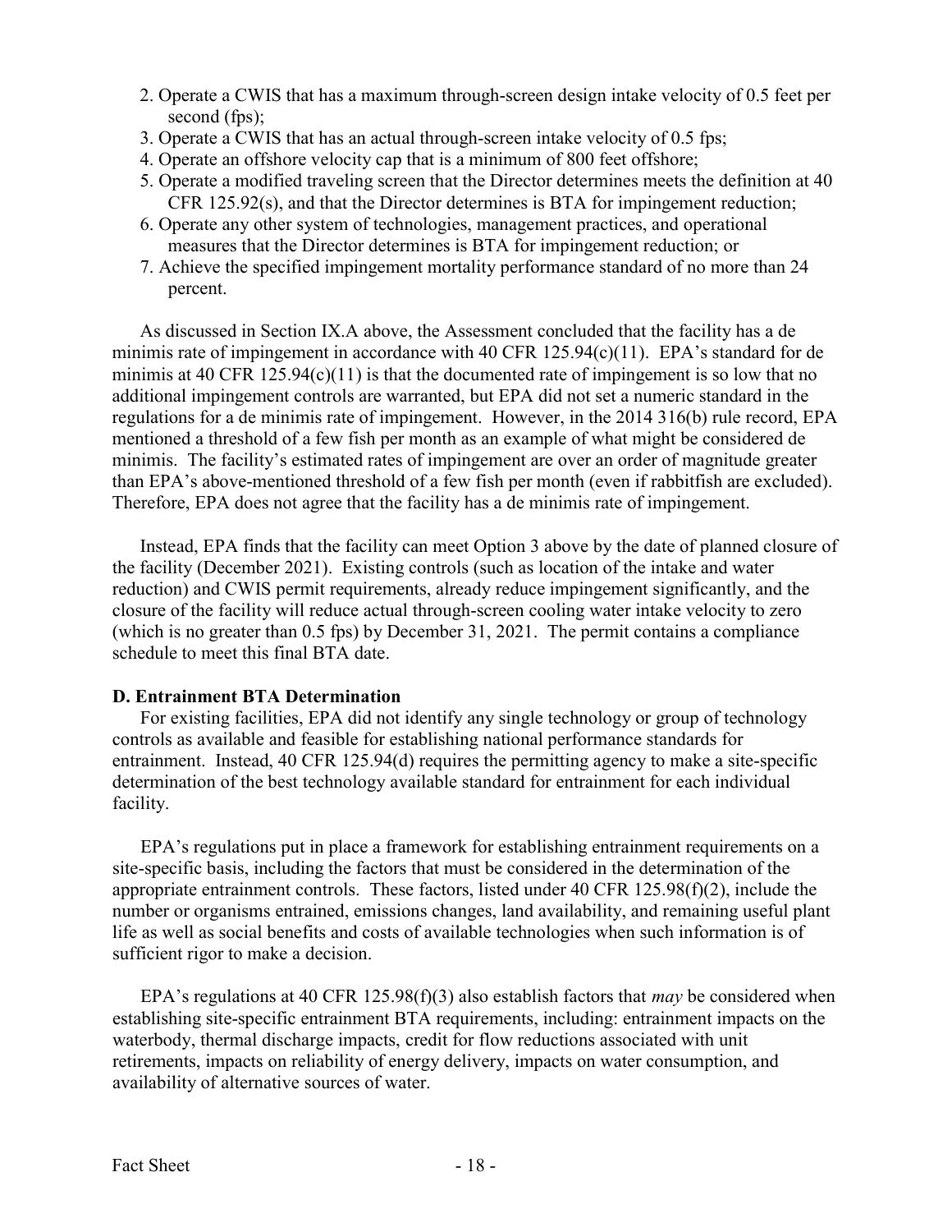2. Operate a CWIS that has a maximum through-screen design intake velocity of 0.5 feet per second (fps);
3. Operate a CWIS that has an actual through-screen intake velocity of 0.5 fps;
4. Operate an offshore velocity cap that is a minimum of 800 feet offshore;
5. Operate a modified traveling screen that the Director determines meets the definition at 40 CFR 125.92(s), and that the Director determines is BTA for impingement reduction;
6. Operate any other system of technologies, management practices, and operational measures that the Director determines is BTA for impingement reduction; or
7. Achieve the specified impingement mortality performance standard of no more than 24 percent.

As discussed in Section IX.A above, the Assessment concluded that the facility has a de minimis rate of impingement in accordance with 40 CFR 125.94(c)(11). EPA's standard for de minimis at 40 CFR 125.94(c)(11) is that the documented rate of impingement is so low that no additional impingement controls are warranted, but EPA did not set a numeric standard in the regulations for a de minimis rate of impingement. However, in the 2014 316(b) rule record, EPA mentioned a threshold of a few fish per month as an example of what might be considered de minimis. The facility's estimated rates of impingement are over an order of magnitude greater than EPA's above-mentioned threshold of a few fish per month (even if rabbitfish are excluded). Therefore, EPA does not agree that the facility has a de minimis rate of impingement.

Instead, EPA finds that the facility can meet Option 3 above by the date of planned closure of the facility (December 2021). Existing controls (such as location of the intake and water reduction) and CWIS permit requirements, already reduce impingement significantly, and the closure of the facility will reduce actual through-screen cooling water intake velocity to zero (which is no greater than 0.5 fps) by December 31, 2021. The permit contains a compliance schedule to meet this final BTA date.

**D. Entrainment BTA Determination**

For existing facilities, EPA did not identify any single technology or group of technology controls as available and feasible for establishing national performance standards for entrainment. Instead, 40 CFR 125.94(d) requires the permitting agency to make a site-specific determination of the best technology available standard for entrainment for each individual facility.

EPA's regulations put in place a framework for establishing entrainment requirements on a site-specific basis, including the factors that must be considered in the determination of the appropriate entrainment controls. These factors, listed under 40 CFR 125.98(f)(2), include the number or organisms entrained, emissions changes, land availability, and remaining useful plant life as well as social benefits and costs of available technologies when such information is of sufficient rigor to make a decision.

EPA's regulations at 40 CFR 125.98(f)(3) also establish factors that *may* be considered when establishing site-specific entrainment BTA requirements, including: entrainment impacts on the waterbody, thermal discharge impacts, credit for flow reductions associated with unit retirements, impacts on reliability of energy delivery, impacts on water consumption, and availability of alternative sources of water.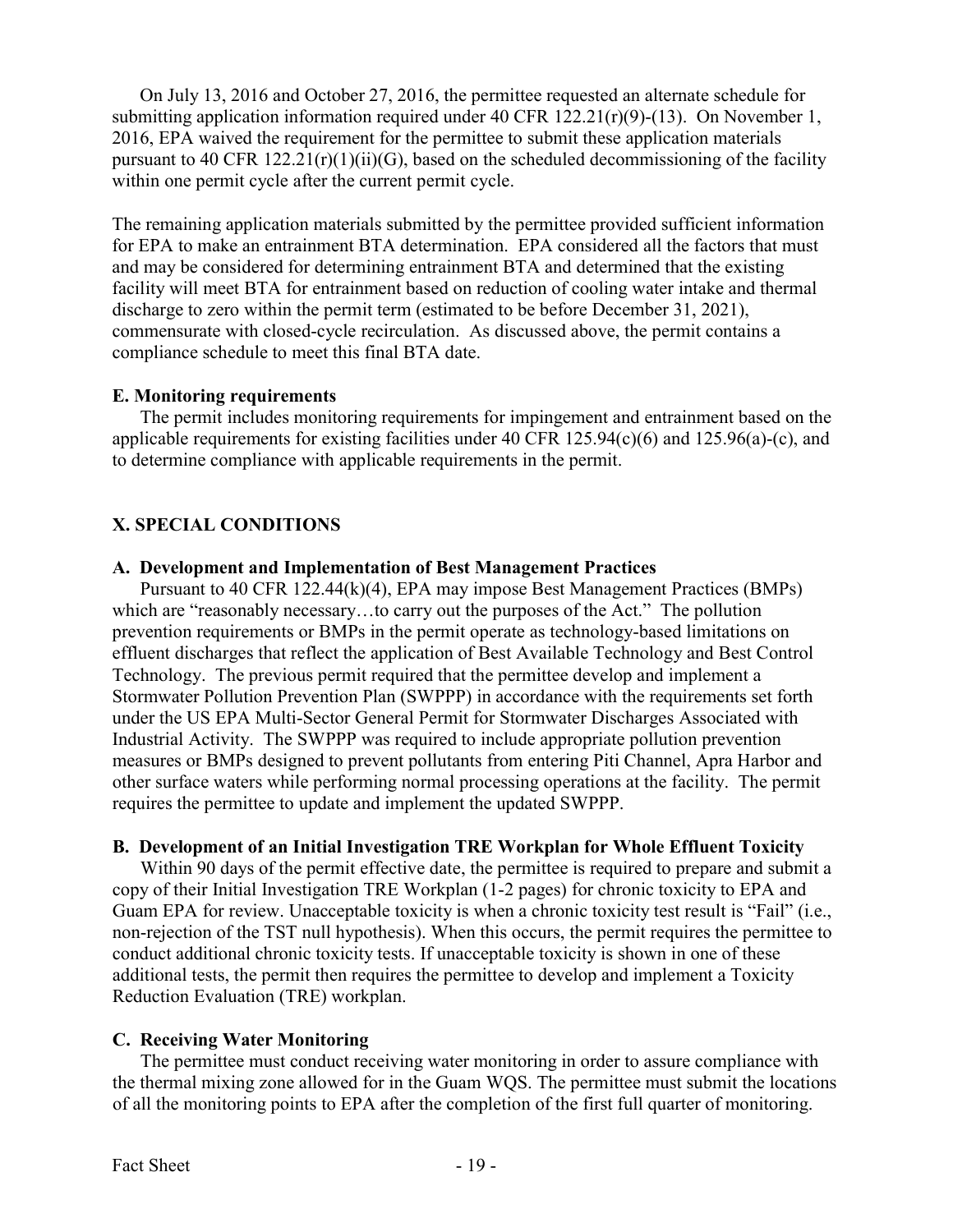On July 13, 2016 and October 27, 2016, the permittee requested an alternate schedule for submitting application information required under 40 CFR 122.21(r)(9)-(13). On November 1, 2016, EPA waived the requirement for the permittee to submit these application materials pursuant to 40 CFR 122.21(r)(1)(ii)(G), based on the scheduled decommissioning of the facility within one permit cycle after the current permit cycle.

The remaining application materials submitted by the permittee provided sufficient information for EPA to make an entrainment BTA determination. EPA considered all the factors that must and may be considered for determining entrainment BTA and determined that the existing facility will meet BTA for entrainment based on reduction of cooling water intake and thermal discharge to zero within the permit term (estimated to be before December 31, 2021), commensurate with closed-cycle recirculation. As discussed above, the permit contains a compliance schedule to meet this final BTA date.

### E. Monitoring requirements

The permit includes monitoring requirements for impingement and entrainment based on the applicable requirements for existing facilities under 40 CFR 125.94(c)(6) and 125.96(a)-(c), and to determine compliance with applicable requirements in the permit.

## X. SPECIAL CONDITIONS

### A. Development and Implementation of Best Management Practices

Pursuant to 40 CFR 122.44(k)(4), EPA may impose Best Management Practices (BMPs) which are "reasonably necessary…to carry out the purposes of the Act." The pollution prevention requirements or BMPs in the permit operate as technology-based limitations on effluent discharges that reflect the application of Best Available Technology and Best Control Technology. The previous permit required that the permittee develop and implement a Stormwater Pollution Prevention Plan (SWPPP) in accordance with the requirements set forth under the US EPA Multi-Sector General Permit for Stormwater Discharges Associated with Industrial Activity. The SWPPP was required to include appropriate pollution prevention measures or BMPs designed to prevent pollutants from entering Piti Channel, Apra Harbor and other surface waters while performing normal processing operations at the facility. The permit requires the permittee to update and implement the updated SWPPP.

### B. Development of an Initial Investigation TRE Workplan for Whole Effluent Toxicity

Within 90 days of the permit effective date, the permittee is required to prepare and submit a copy of their Initial Investigation TRE Workplan (1-2 pages) for chronic toxicity to EPA and Guam EPA for review. Unacceptable toxicity is when a chronic toxicity test result is "Fail" (i.e., non-rejection of the TST null hypothesis). When this occurs, the permit requires the permittee to conduct additional chronic toxicity tests. If unacceptable toxicity is shown in one of these additional tests, the permit then requires the permittee to develop and implement a Toxicity Reduction Evaluation (TRE) workplan.

### C. Receiving Water Monitoring

The permittee must conduct receiving water monitoring in order to assure compliance with the thermal mixing zone allowed for in the Guam WQS. The permittee must submit the locations of all the monitoring points to EPA after the completion of the first full quarter of monitoring.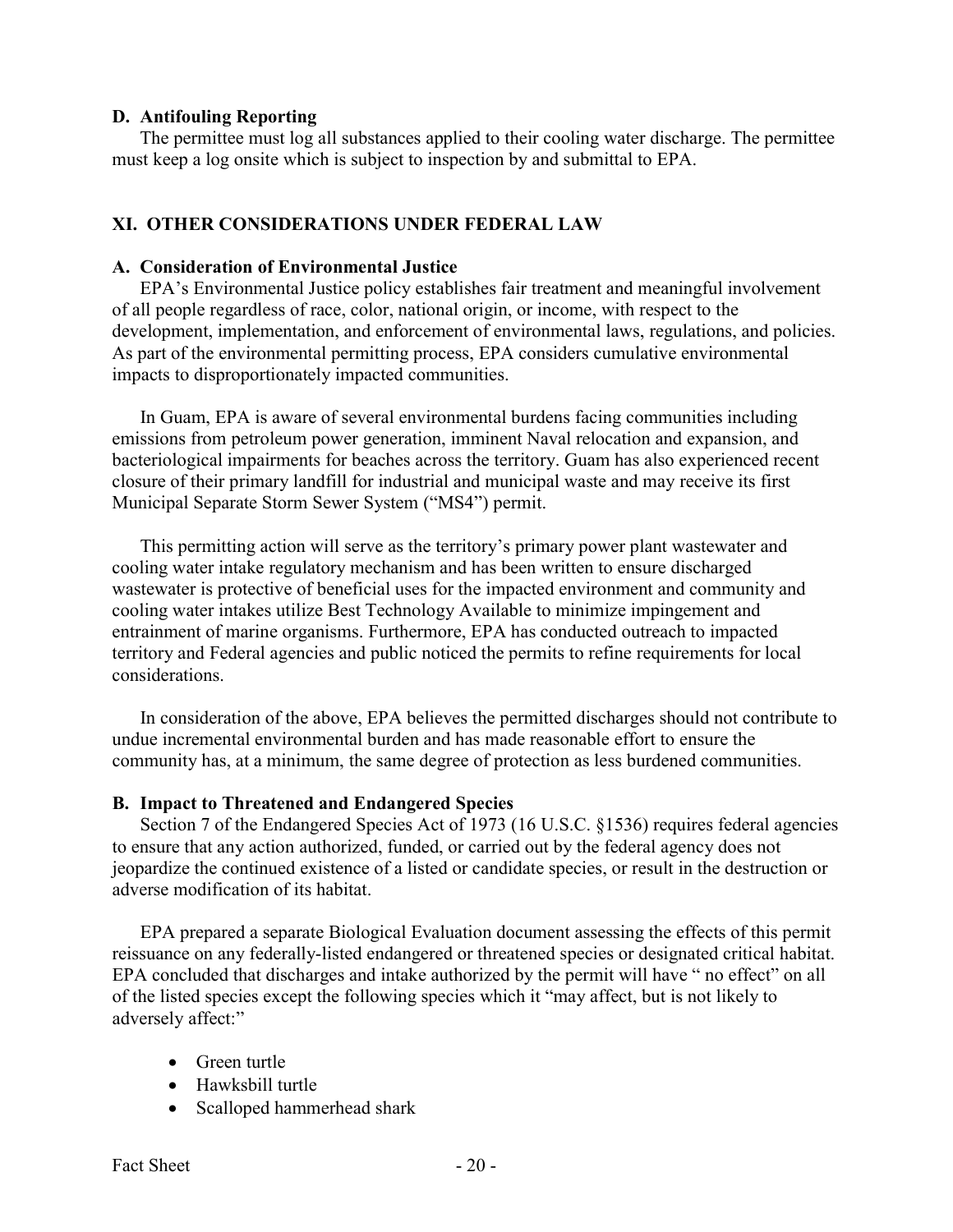### D. Antifouling Reporting

The permittee must log all substances applied to their cooling water discharge. The permittee must keep a log onsite which is subject to inspection by and submittal to EPA.

## XI. OTHER CONSIDERATIONS UNDER FEDERAL LAW

### A. Consideration of Environmental Justice

EPA's Environmental Justice policy establishes fair treatment and meaningful involvement of all people regardless of race, color, national origin, or income, with respect to the development, implementation, and enforcement of environmental laws, regulations, and policies. As part of the environmental permitting process, EPA considers cumulative environmental impacts to disproportionately impacted communities.

In Guam, EPA is aware of several environmental burdens facing communities including emissions from petroleum power generation, imminent Naval relocation and expansion, and bacteriological impairments for beaches across the territory. Guam has also experienced recent closure of their primary landfill for industrial and municipal waste and may receive its first Municipal Separate Storm Sewer System ("MS4") permit.

This permitting action will serve as the territory's primary power plant wastewater and cooling water intake regulatory mechanism and has been written to ensure discharged wastewater is protective of beneficial uses for the impacted environment and community and cooling water intakes utilize Best Technology Available to minimize impingement and entrainment of marine organisms. Furthermore, EPA has conducted outreach to impacted territory and Federal agencies and public noticed the permits to refine requirements for local considerations.

In consideration of the above, EPA believes the permitted discharges should not contribute to undue incremental environmental burden and has made reasonable effort to ensure the community has, at a minimum, the same degree of protection as less burdened communities.

### B. Impact to Threatened and Endangered Species

Section 7 of the Endangered Species Act of 1973 (16 U.S.C. §1536) requires federal agencies to ensure that any action authorized, funded, or carried out by the federal agency does not jeopardize the continued existence of a listed or candidate species, or result in the destruction or adverse modification of its habitat.

EPA prepared a separate Biological Evaluation document assessing the effects of this permit reissuance on any federally-listed endangered or threatened species or designated critical habitat. EPA concluded that discharges and intake authorized by the permit will have " no effect" on all of the listed species except the following species which it "may affect, but is not likely to adversely affect:"

- Green turtle
- Hawksbill turtle
- Scalloped hammerhead shark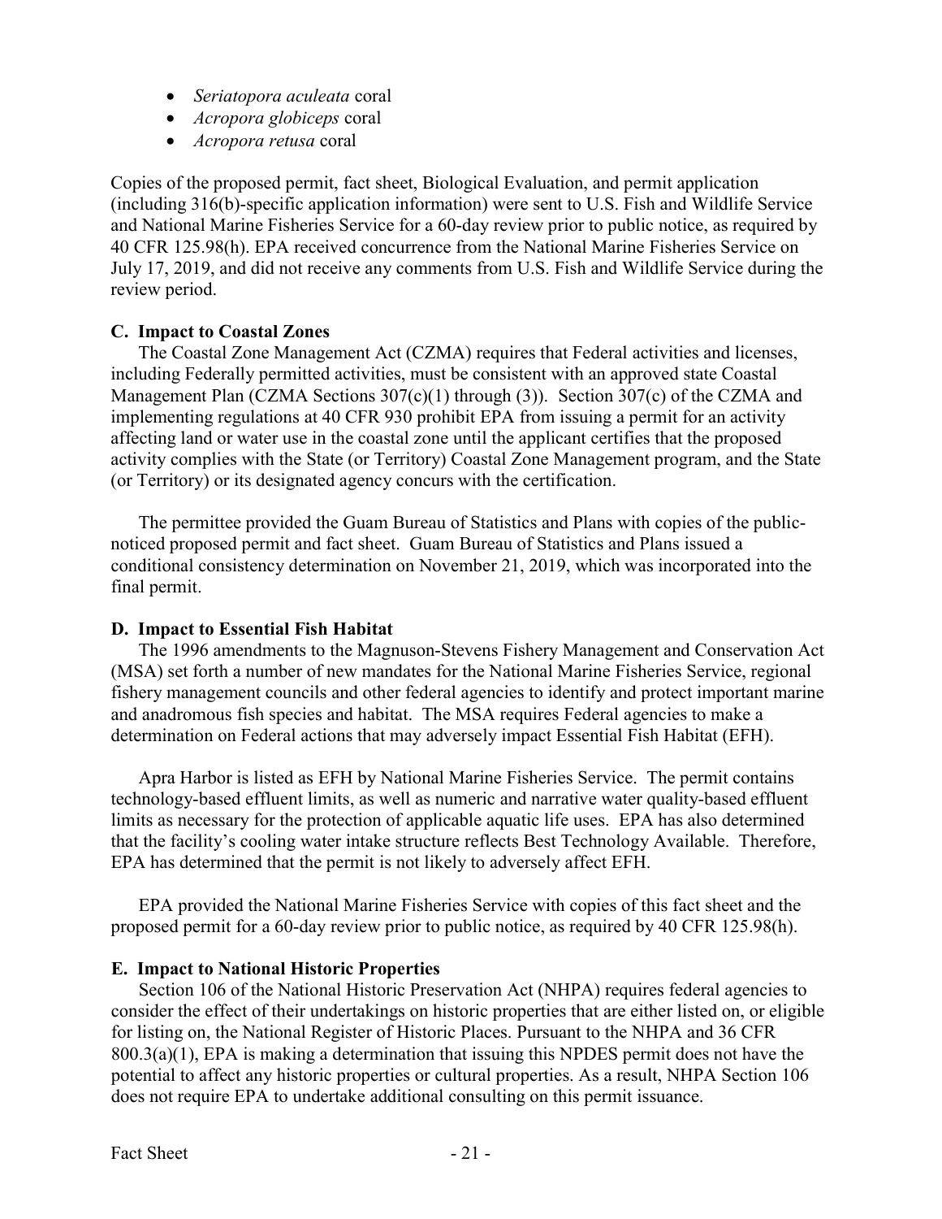- *Seriatopora aculeata* coral
- *Acropora globiceps* coral
- *Acropora retusa* coral

Copies of the proposed permit, fact sheet, Biological Evaluation, and permit application (including 316(b)-specific application information) were sent to U.S. Fish and Wildlife Service and National Marine Fisheries Service for a 60-day review prior to public notice, as required by 40 CFR 125.98(h). EPA received concurrence from the National Marine Fisheries Service on July 17, 2019, and did not receive any comments from U.S. Fish and Wildlife Service during the review period.

### C. Impact to Coastal Zones

The Coastal Zone Management Act (CZMA) requires that Federal activities and licenses, including Federally permitted activities, must be consistent with an approved state Coastal Management Plan (CZMA Sections 307(c)(1) through (3)). Section 307(c) of the CZMA and implementing regulations at 40 CFR 930 prohibit EPA from issuing a permit for an activity affecting land or water use in the coastal zone until the applicant certifies that the proposed activity complies with the State (or Territory) Coastal Zone Management program, and the State (or Territory) or its designated agency concurs with the certification.

The permittee provided the Guam Bureau of Statistics and Plans with copies of the public-noticed proposed permit and fact sheet. Guam Bureau of Statistics and Plans issued a conditional consistency determination on November 21, 2019, which was incorporated into the final permit.

### D. Impact to Essential Fish Habitat

The 1996 amendments to the Magnuson-Stevens Fishery Management and Conservation Act (MSA) set forth a number of new mandates for the National Marine Fisheries Service, regional fishery management councils and other federal agencies to identify and protect important marine and anadromous fish species and habitat. The MSA requires Federal agencies to make a determination on Federal actions that may adversely impact Essential Fish Habitat (EFH).

Apra Harbor is listed as EFH by National Marine Fisheries Service. The permit contains technology-based effluent limits, as well as numeric and narrative water quality-based effluent limits as necessary for the protection of applicable aquatic life uses. EPA has also determined that the facility's cooling water intake structure reflects Best Technology Available. Therefore, EPA has determined that the permit is not likely to adversely affect EFH.

EPA provided the National Marine Fisheries Service with copies of this fact sheet and the proposed permit for a 60-day review prior to public notice, as required by 40 CFR 125.98(h).

### E. Impact to National Historic Properties

Section 106 of the National Historic Preservation Act (NHPA) requires federal agencies to consider the effect of their undertakings on historic properties that are either listed on, or eligible for listing on, the National Register of Historic Places. Pursuant to the NHPA and 36 CFR 800.3(a)(1), EPA is making a determination that issuing this NPDES permit does not have the potential to affect any historic properties or cultural properties. As a result, NHPA Section 106 does not require EPA to undertake additional consulting on this permit issuance.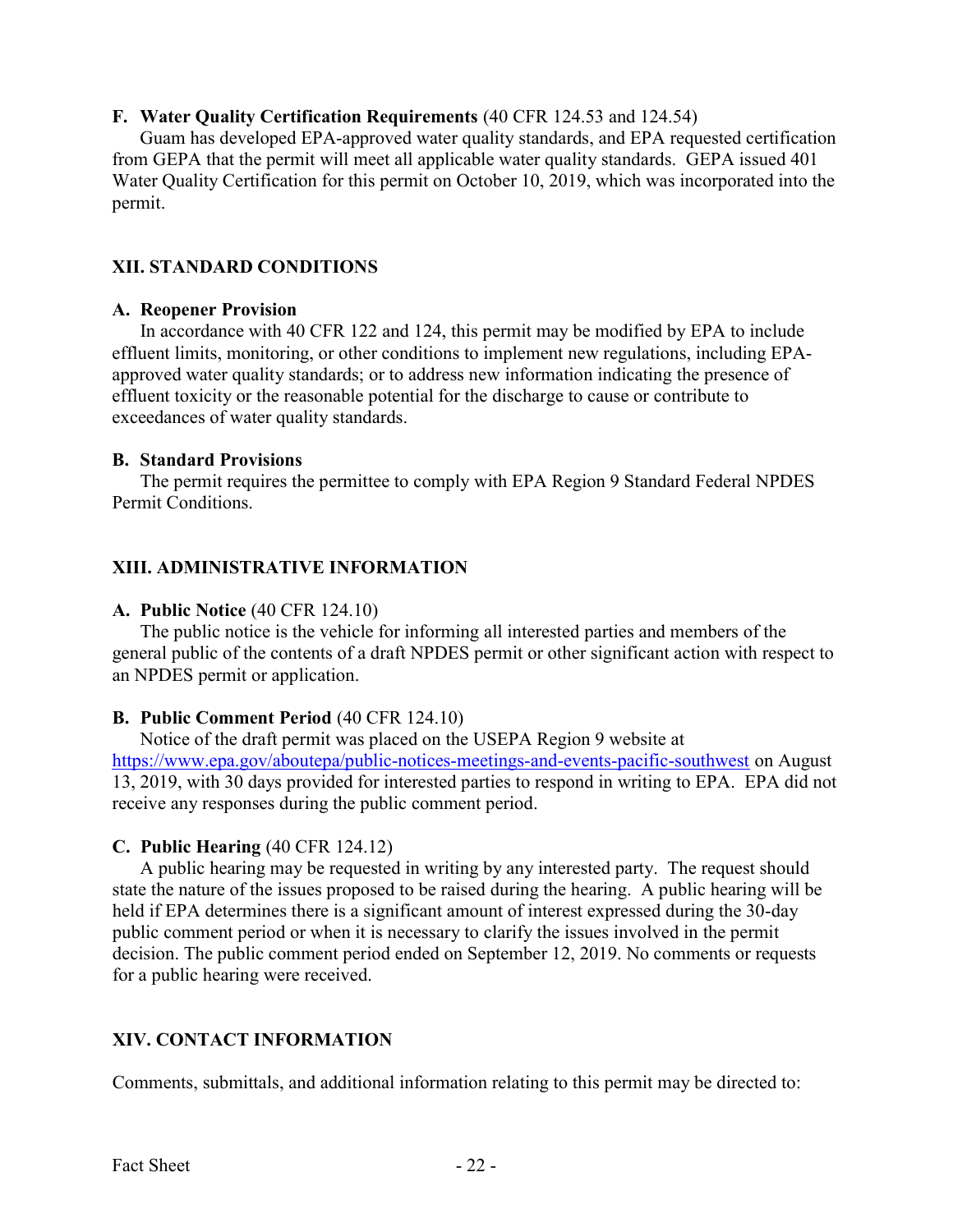**F. Water Quality Certification Requirements** (40 CFR 124.53 and 124.54)

Guam has developed EPA-approved water quality standards, and EPA requested certification from GEPA that the permit will meet all applicable water quality standards. GEPA issued 401 Water Quality Certification for this permit on October 10, 2019, which was incorporated into the permit.

## XII. STANDARD CONDITIONS

**A. Reopener Provision**

In accordance with 40 CFR 122 and 124, this permit may be modified by EPA to include effluent limits, monitoring, or other conditions to implement new regulations, including EPA-approved water quality standards; or to address new information indicating the presence of effluent toxicity or the reasonable potential for the discharge to cause or contribute to exceedances of water quality standards.

**B. Standard Provisions**

The permit requires the permittee to comply with EPA Region 9 Standard Federal NPDES Permit Conditions.

## XIII. ADMINISTRATIVE INFORMATION

**A. Public Notice** (40 CFR 124.10)

The public notice is the vehicle for informing all interested parties and members of the general public of the contents of a draft NPDES permit or other significant action with respect to an NPDES permit or application.

**B. Public Comment Period** (40 CFR 124.10)

Notice of the draft permit was placed on the USEPA Region 9 website at https://www.epa.gov/aboutepa/public-notices-meetings-and-events-pacific-southwest on August 13, 2019, with 30 days provided for interested parties to respond in writing to EPA. EPA did not receive any responses during the public comment period.

**C. Public Hearing** (40 CFR 124.12)

A public hearing may be requested in writing by any interested party. The request should state the nature of the issues proposed to be raised during the hearing. A public hearing will be held if EPA determines there is a significant amount of interest expressed during the 30-day public comment period or when it is necessary to clarify the issues involved in the permit decision. The public comment period ended on September 12, 2019. No comments or requests for a public hearing were received.

## XIV. CONTACT INFORMATION

Comments, submittals, and additional information relating to this permit may be directed to: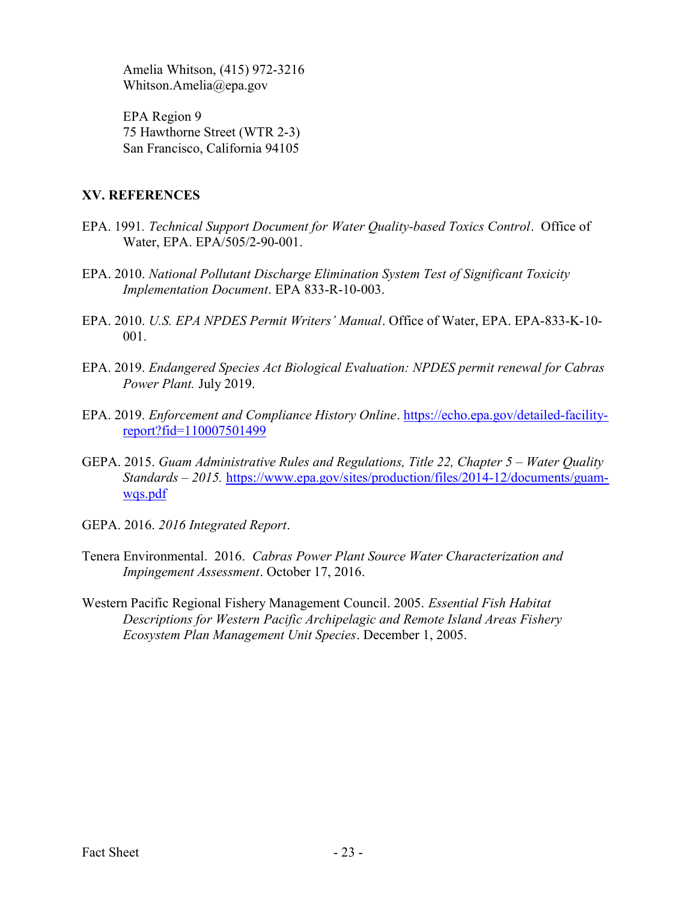Amelia Whitson, (415) 972-3216
Whitson.Amelia@epa.gov

EPA Region 9
75 Hawthorne Street (WTR 2-3)
San Francisco, California 94105

## XV. REFERENCES

EPA. 1991. *Technical Support Document for Water Quality-based Toxics Control*. Office of Water, EPA. EPA/505/2-90-001.

EPA. 2010. *National Pollutant Discharge Elimination System Test of Significant Toxicity Implementation Document*. EPA 833-R-10-003.

EPA. 2010. *U.S. EPA NPDES Permit Writers' Manual*. Office of Water, EPA. EPA-833-K-10-001.

EPA. 2019. *Endangered Species Act Biological Evaluation: NPDES permit renewal for Cabras Power Plant.* July 2019.

EPA. 2019. *Enforcement and Compliance History Online*. https://echo.epa.gov/detailed-facility-report?fid=110007501499

GEPA. 2015. *Guam Administrative Rules and Regulations, Title 22, Chapter 5 – Water Quality Standards – 2015.* https://www.epa.gov/sites/production/files/2014-12/documents/guam-wqs.pdf

GEPA. 2016. *2016 Integrated Report*.

Tenera Environmental. 2016. *Cabras Power Plant Source Water Characterization and Impingement Assessment*. October 17, 2016.

Western Pacific Regional Fishery Management Council. 2005. *Essential Fish Habitat Descriptions for Western Pacific Archipelagic and Remote Island Areas Fishery Ecosystem Plan Management Unit Species*. December 1, 2005.